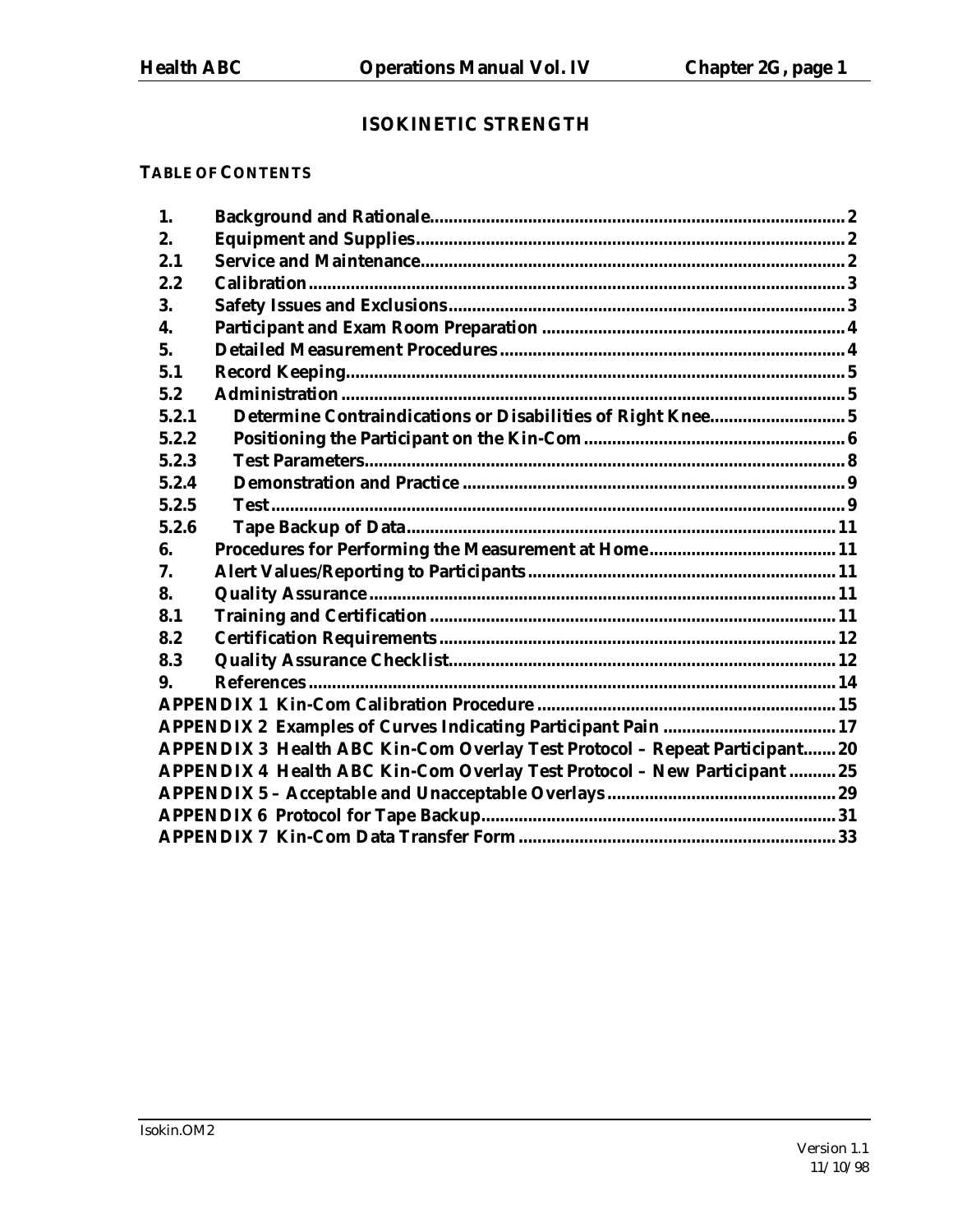# ISOKINETIC STRENGTH

**TABLE OF CONTENTS**

| | | |
|---|---|---|
| 1. | Background and Rationale | 2 |
| 2. | Equipment and Supplies | 2 |
| 2.1 | Service and Maintenance | 2 |
| 2.2 | Calibration | 3 |
| 3. | Safety Issues and Exclusions | 3 |
| 4. | Participant and Exam Room Preparation | 4 |
| 5. | Detailed Measurement Procedures | 4 |
| 5.1 | Record Keeping | 5 |
| 5.2 | Administration | 5 |
| 5.2.1 | Determine Contraindications or Disabilities of Right Knee | 5 |
| 5.2.2 | Positioning the Participant on the Kin-Com | 6 |
| 5.2.3 | Test Parameters | 8 |
| 5.2.4 | Demonstration and Practice | 9 |
| 5.2.5 | Test | 9 |
| 5.2.6 | Tape Backup of Data | 11 |
| 6. | Procedures for Performing the Measurement at Home | 11 |
| 7. | Alert Values/Reporting to Participants | 11 |
| 8. | Quality Assurance | 11 |
| 8.1 | Training and Certification | 11 |
| 8.2 | Certification Requirements | 12 |
| 8.3 | Quality Assurance Checklist | 12 |
| 9. | References | 14 |
| | APPENDIX 1 Kin-Com Calibration Procedure | 15 |
| | APPENDIX 2 Examples of Curves Indicating Participant Pain | 17 |
| | APPENDIX 3 Health ABC Kin-Com Overlay Test Protocol – Repeat Participant | 20 |
| | APPENDIX 4 Health ABC Kin-Com Overlay Test Protocol – New Participant | 25 |
| | APPENDIX 5 – Acceptable and Unacceptable Overlays | 29 |
| | APPENDIX 6 Protocol for Tape Backup | 31 |
| | APPENDIX 7 Kin-Com Data Transfer Form | 33 |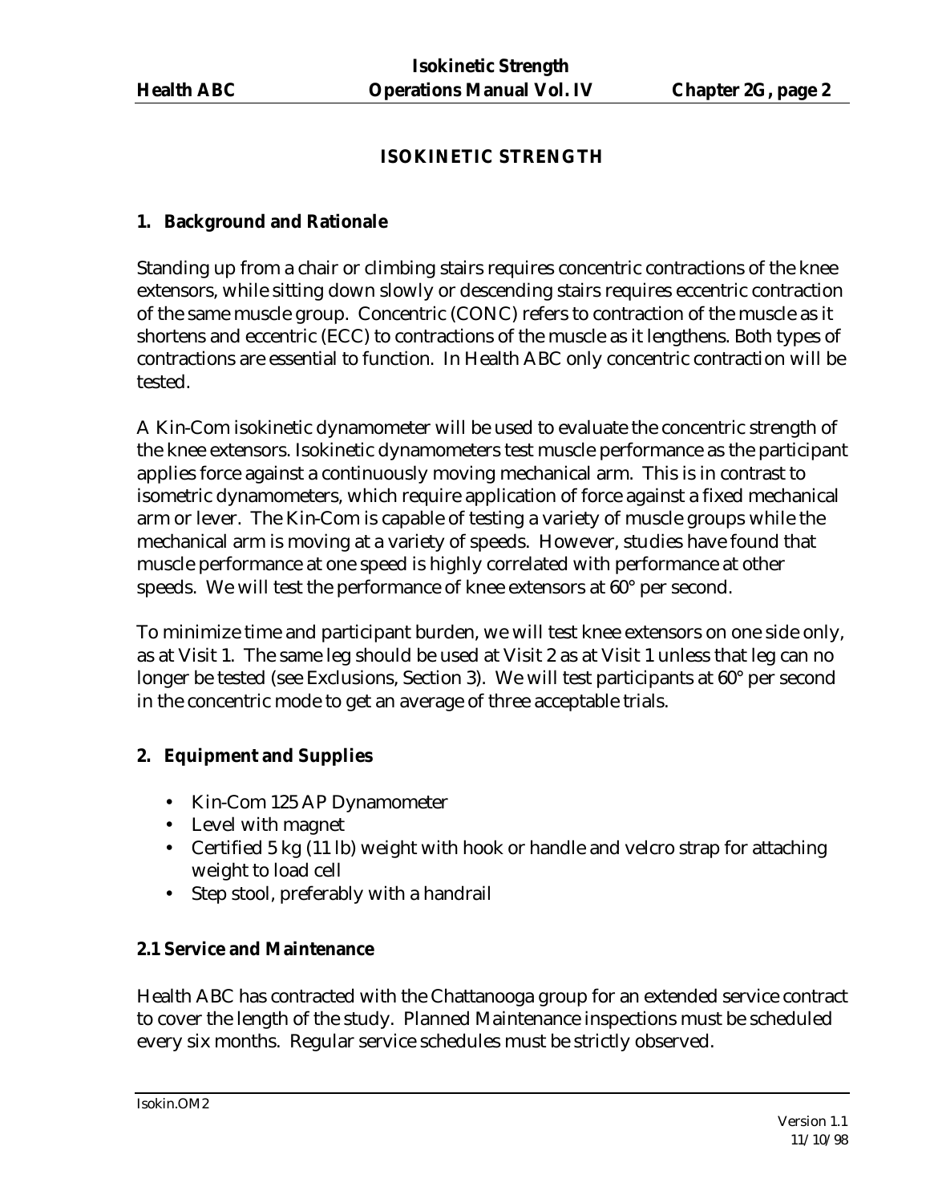# ISOKINETIC STRENGTH

## 1. Background and Rationale

Standing up from a chair or climbing stairs requires concentric contractions of the knee extensors, while sitting down slowly or descending stairs requires eccentric contraction of the same muscle group. Concentric (CONC) refers to contraction of the muscle as it shortens and eccentric (ECC) to contractions of the muscle as it lengthens. Both types of contractions are essential to function. In Health ABC only concentric contraction will be tested.

A Kin-Com isokinetic dynamometer will be used to evaluate the concentric strength of the knee extensors. Isokinetic dynamometers test muscle performance as the participant applies force against a continuously moving mechanical arm. This is in contrast to isometric dynamometers, which require application of force against a fixed mechanical arm or lever. The Kin-Com is capable of testing a variety of muscle groups while the mechanical arm is moving at a variety of speeds. However, studies have found that muscle performance at one speed is highly correlated with performance at other speeds. We will test the performance of knee extensors at 60° per second.

To minimize time and participant burden, we will test knee extensors on one side only, as at Visit 1. The same leg should be used at Visit 2 as at Visit 1 unless that leg can no longer be tested (see Exclusions, Section 3). We will test participants at 60° per second in the concentric mode to get an average of three acceptable trials.

## 2. Equipment and Supplies

- Kin-Com 125 AP Dynamometer
- Level with magnet
- Certified 5 kg (11 lb) weight with hook or handle and velcro strap for attaching weight to load cell
- Step stool, preferably with a handrail

### 2.1 Service and Maintenance

Health ABC has contracted with the Chattanooga group for an extended service contract to cover the length of the study. Planned Maintenance inspections must be scheduled every six months. Regular service schedules must be strictly observed.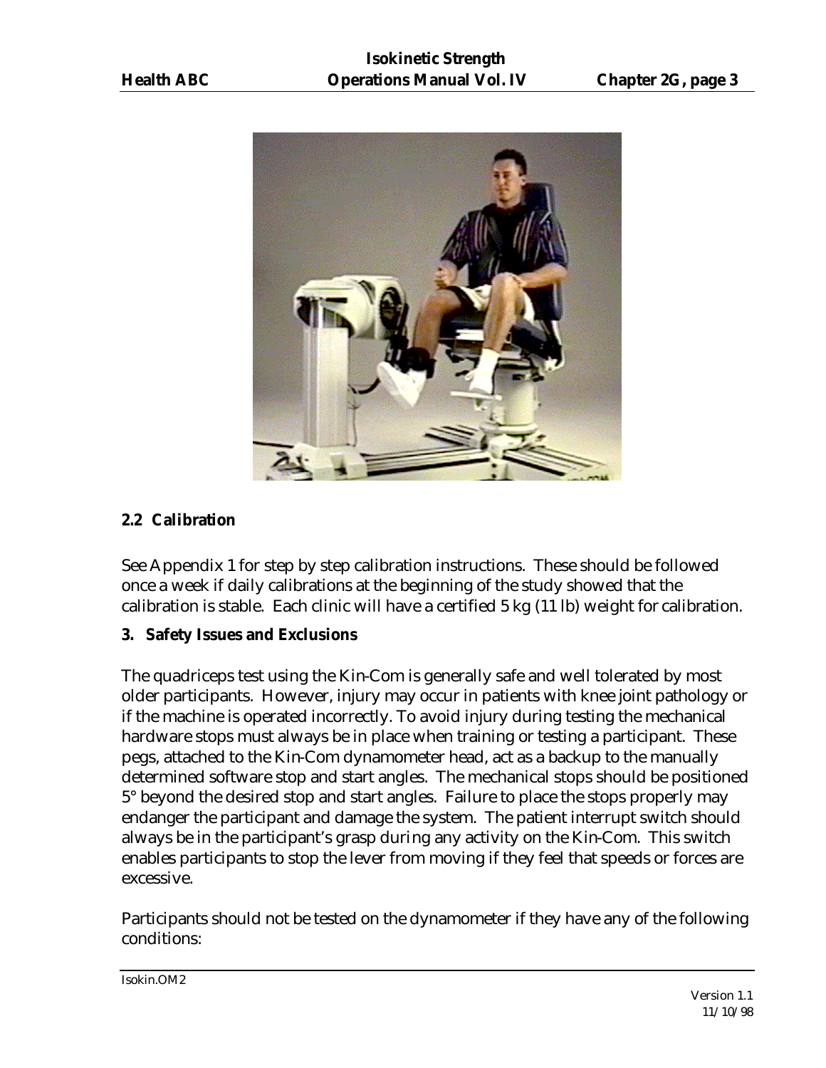## 2.2 Calibration

See Appendix 1 for step by step calibration instructions. These should be followed once a week if daily calibrations at the beginning of the study showed that the calibration is stable. Each clinic will have a certified 5 kg (11 lb) weight for calibration.

## 3. Safety Issues and Exclusions

The quadriceps test using the Kin-Com is generally safe and well tolerated by most older participants. However, injury may occur in patients with knee joint pathology or if the machine is operated incorrectly. To avoid injury during testing the mechanical hardware stops must always be in place when training or testing a participant. These pegs, attached to the Kin-Com dynamometer head, act as a backup to the manually determined software stop and start angles. The mechanical stops should be positioned 5° beyond the desired stop and start angles. Failure to place the stops properly may endanger the participant and damage the system. The patient interrupt switch should always be in the participant's grasp during any activity on the Kin-Com. This switch enables participants to stop the lever from moving if they feel that speeds or forces are excessive.

Participants should not be tested on the dynamometer if they have any of the following conditions: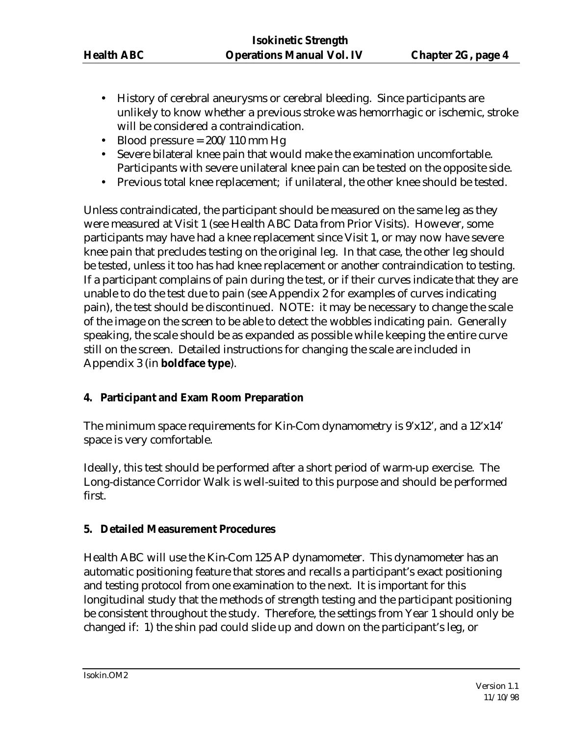- History of cerebral aneurysms or cerebral bleeding. Since participants are unlikely to know whether a previous stroke was hemorrhagic or ischemic, stroke will be considered a contraindication.
- Blood pressure = 200/110 mm Hg
- Severe bilateral knee pain that would make the examination uncomfortable. Participants with severe unilateral knee pain can be tested on the opposite side.
- Previous total knee replacement; if unilateral, the other knee should be tested.

Unless contraindicated, the participant should be measured on the same leg as they were measured at Visit 1 (see Health ABC Data from Prior Visits). However, some participants may have had a knee replacement since Visit 1, or may now have severe knee pain that precludes testing on the original leg. In that case, the other leg should be tested, unless it too has had knee replacement or another contraindication to testing. If a participant complains of pain during the test, or if their curves indicate that they are unable to do the test due to pain (see Appendix 2 for examples of curves indicating pain), the test should be discontinued. NOTE: it may be necessary to change the scale of the image on the screen to be able to detect the wobbles indicating pain. Generally speaking, the scale should be as expanded as possible while keeping the entire curve still on the screen. Detailed instructions for changing the scale are included in Appendix 3 (in **boldface type**).

### 4. Participant and Exam Room Preparation

The minimum space requirements for Kin-Com dynamometry is 9'x12', and a 12'x14' space is very comfortable.

Ideally, this test should be performed after a short period of warm-up exercise. The Long-distance Corridor Walk is well-suited to this purpose and should be performed first.

### 5. Detailed Measurement Procedures

Health ABC will use the Kin-Com 125 AP dynamometer. This dynamometer has an automatic positioning feature that stores and recalls a participant's exact positioning and testing protocol from one examination to the next. It is important for this longitudinal study that the methods of strength testing and the participant positioning be consistent throughout the study. Therefore, the settings from Year 1 should only be changed if: 1) the shin pad could slide up and down on the participant's leg, or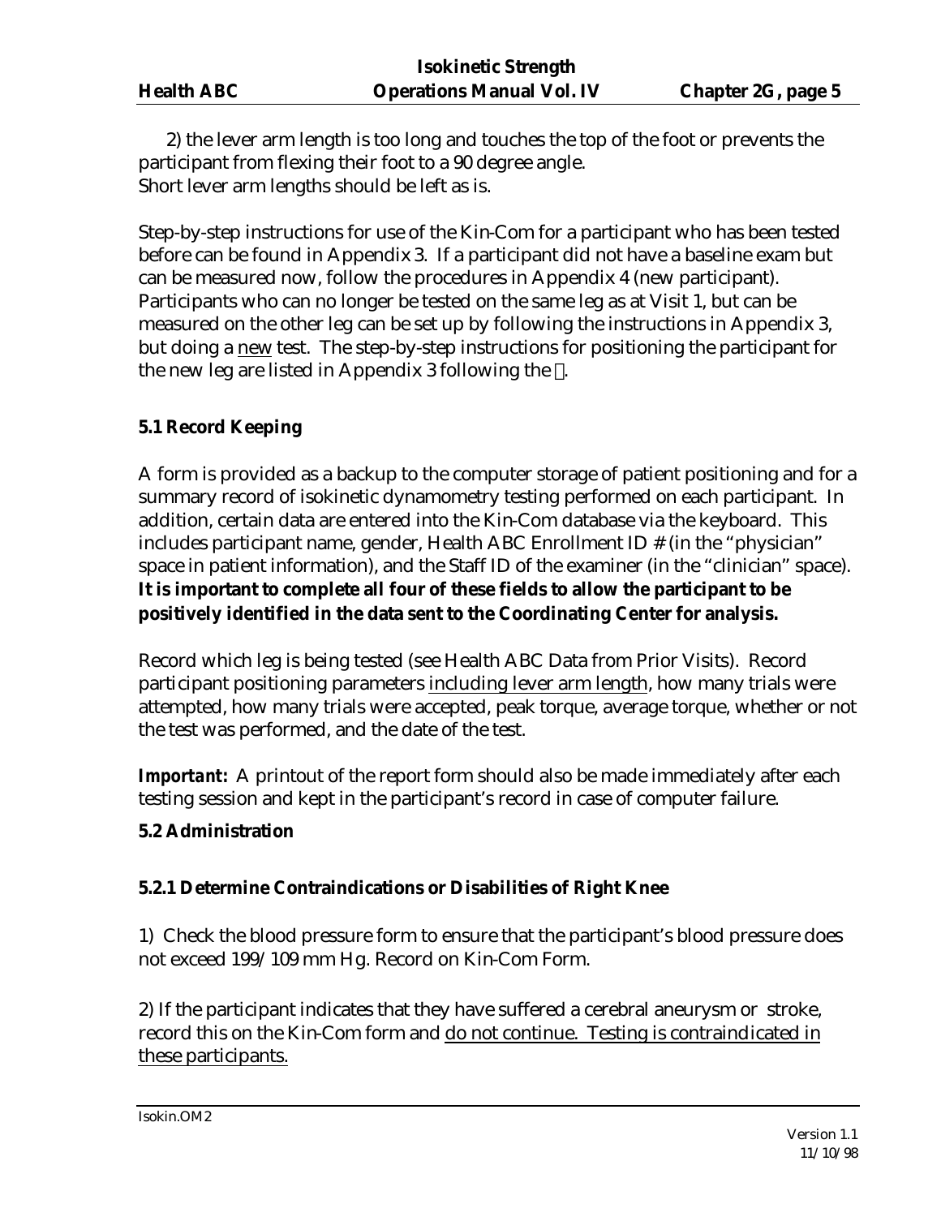2) the lever arm length is too long and touches the top of the foot or prevents the participant from flexing their foot to a 90 degree angle.
Short lever arm lengths should be left as is.

Step-by-step instructions for use of the Kin-Com for a participant who has been tested before can be found in Appendix 3. If a participant did not have a baseline exam but can be measured now, follow the procedures in Appendix 4 (new participant). Participants who can no longer be tested on the same leg as at Visit 1, but can be measured on the other leg can be set up by following the instructions in Appendix 3, but doing a new test. The step-by-step instructions for positioning the participant for the new leg are listed in Appendix 3 following the .

### 5.1 Record Keeping

A form is provided as a backup to the computer storage of patient positioning and for a summary record of isokinetic dynamometry testing performed on each participant. In addition, certain data are entered into the Kin-Com database via the keyboard. This includes participant name, gender, Health ABC Enrollment ID # (in the "physician" space in patient information), and the Staff ID of the examiner (in the "clinician" space). **It is important to complete all four of these fields to allow the participant to be positively identified in the data sent to the Coordinating Center for analysis.**

Record which leg is being tested (see Health ABC Data from Prior Visits). Record participant positioning parameters including lever arm length, how many trials were attempted, how many trials were accepted, peak torque, average torque, whether or not the test was performed, and the date of the test.

***Important:*** A printout of the report form should also be made immediately after each testing session and kept in the participant's record in case of computer failure.

### 5.2 Administration

#### 5.2.1 Determine Contraindications or Disabilities of Right Knee

1) Check the blood pressure form to ensure that the participant's blood pressure does not exceed 199/109 mm Hg. Record on Kin-Com Form.

2) If the participant indicates that they have suffered a cerebral aneurysm or stroke, record this on the Kin-Com form and do not continue. Testing is contraindicated in these participants.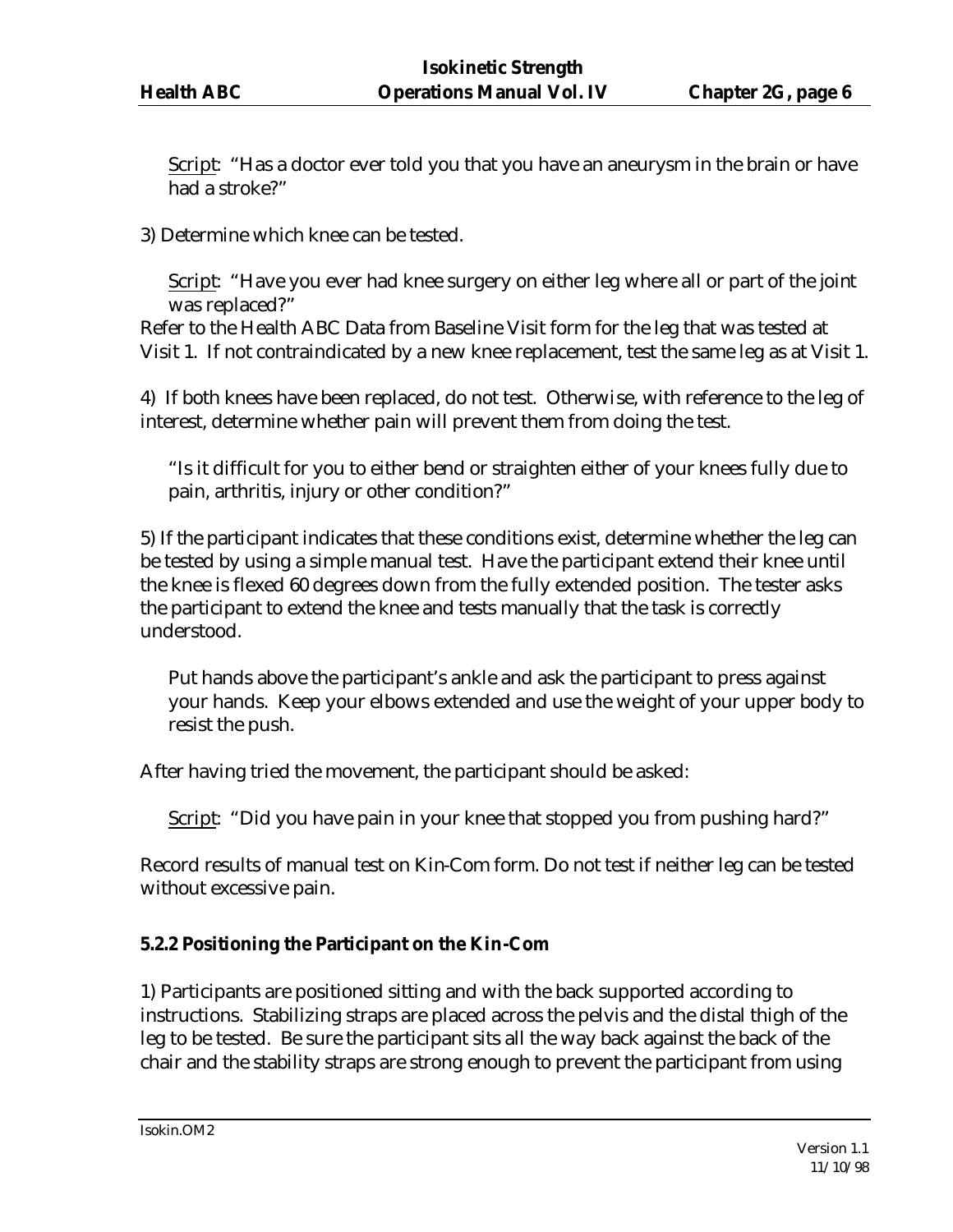<u>Script</u>: "Has a doctor ever told you that you have an aneurysm in the brain or have had a stroke?"

3) Determine which knee can be tested.

<u>Script</u>: "Have you ever had knee surgery on either leg where all or part of the joint was replaced?"

Refer to the Health ABC Data from Baseline Visit form for the leg that was tested at Visit 1. If not contraindicated by a new knee replacement, test the same leg as at Visit 1.

4) If both knees have been replaced, do not test. Otherwise, with reference to the leg of interest, determine whether pain will prevent them from doing the test.

"Is it difficult for you to either bend or straighten either of your knees fully due to pain, arthritis, injury or other condition?"

5) If the participant indicates that these conditions exist, determine whether the leg can be tested by using a simple manual test. Have the participant extend their knee until the knee is flexed 60 degrees down from the fully extended position. The tester asks the participant to extend the knee and tests manually that the task is correctly understood.

Put hands above the participant's ankle and ask the participant to press against your hands. Keep your elbows extended and use the weight of your upper body to resist the push.

After having tried the movement, the participant should be asked:

<u>Script</u>: "Did you have pain in your knee that stopped you from pushing hard?"

Record results of manual test on Kin-Com form. Do not test if neither leg can be tested without excessive pain.

### 5.2.2 Positioning the Participant on the Kin-Com

1) Participants are positioned sitting and with the back supported according to instructions. Stabilizing straps are placed across the pelvis and the distal thigh of the leg to be tested. Be sure the participant sits all the way back against the back of the chair and the stability straps are strong enough to prevent the participant from using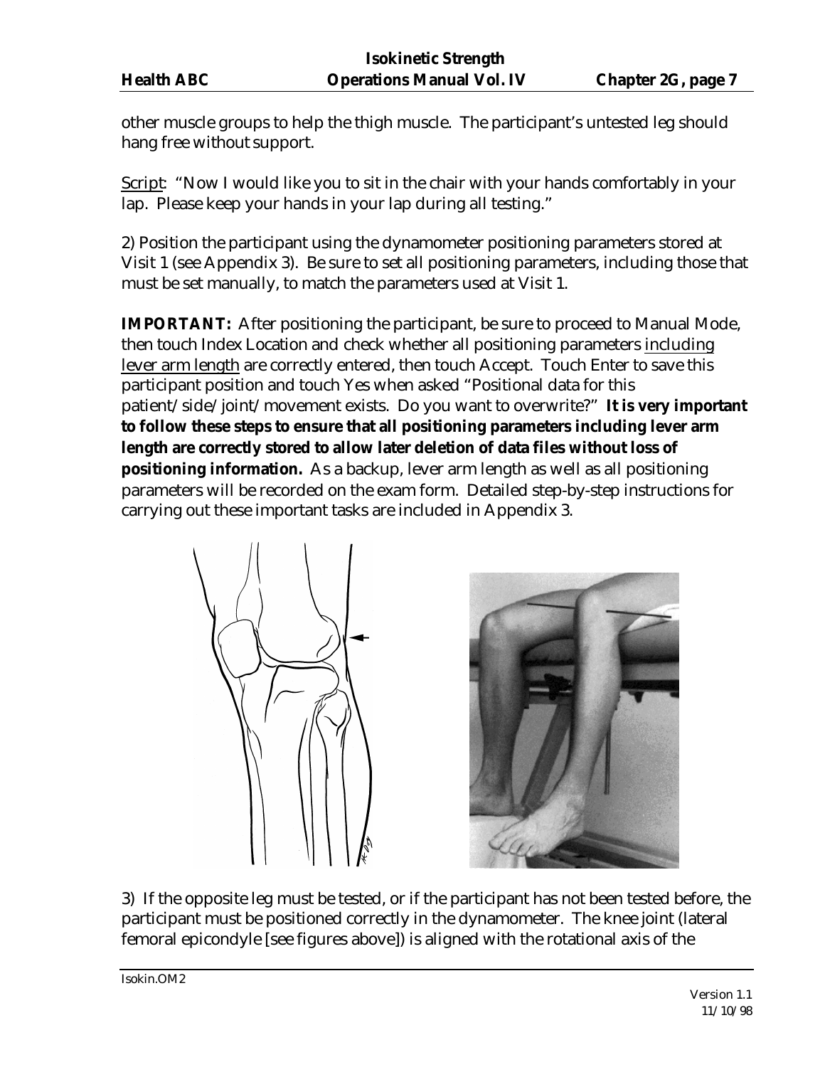other muscle groups to help the thigh muscle. The participant's untested leg should hang free without support.

Script: "Now I would like you to sit in the chair with your hands comfortably in your lap. Please keep your hands in your lap during all testing."

2) Position the participant using the dynamometer positioning parameters stored at Visit 1 (see Appendix 3). Be sure to set all positioning parameters, including those that must be set manually, to match the parameters used at Visit 1.

**IMPORTANT:** After positioning the participant, be sure to proceed to Manual Mode, then touch Index Location and check whether all positioning parameters including lever arm length are correctly entered, then touch Accept. Touch Enter to save this participant position and touch Yes when asked "Positional data for this patient/side/joint/movement exists. Do you want to overwrite?" **It is very important to follow these steps to ensure that all positioning parameters including lever arm length are correctly stored to allow later deletion of data files without loss of positioning information.** As a backup, lever arm length as well as all positioning parameters will be recorded on the exam form. Detailed step-by-step instructions for carrying out these important tasks are included in Appendix 3.

3) If the opposite leg must be tested, or if the participant has not been tested before, the participant must be positioned correctly in the dynamometer. The knee joint (lateral femoral epicondyle [see figures above]) is aligned with the rotational axis of the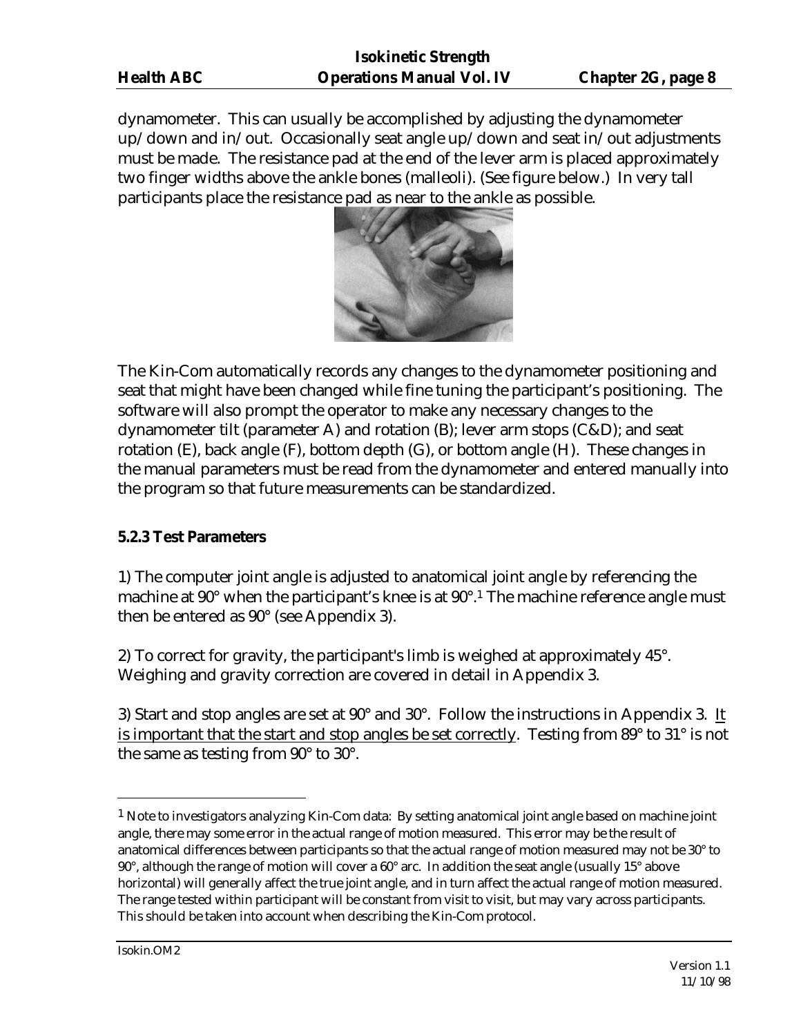dynamometer. This can usually be accomplished by adjusting the dynamometer up/down and in/out. Occasionally seat angle up/down and seat in/out adjustments must be made. The resistance pad at the end of the lever arm is placed approximately two finger widths above the ankle bones (malleoli). (See figure below.) In very tall participants place the resistance pad as near to the ankle as possible.

The Kin-Com automatically records any changes to the dynamometer positioning and seat that might have been changed while fine tuning the participant's positioning. The software will also prompt the operator to make any necessary changes to the dynamometer tilt (parameter A) and rotation (B); lever arm stops (C&D); and seat rotation (E), back angle (F), bottom depth (G), or bottom angle (H). These changes in the manual parameters must be read from the dynamometer and entered manually into the program so that future measurements can be standardized.

### 5.2.3 Test Parameters

1) The computer joint angle is adjusted to anatomical joint angle by referencing the machine at 90° when the participant's knee is at 90°.[1] The machine reference angle must then be entered as 90° (see Appendix 3).

2) To correct for gravity, the participant's limb is weighed at approximately 45°. Weighing and gravity correction are covered in detail in Appendix 3.

3) Start and stop angles are set at 90° and 30°. Follow the instructions in Appendix 3. <u>It is important that the start and stop angles be set correctly</u>. Testing from 89° to 31° is not the same as testing from 90° to 30°.

---

[1] Note to investigators analyzing Kin-Com data: By setting anatomical joint angle based on machine joint angle, there may some error in the actual range of motion measured. This error may be the result of anatomical differences between participants so that the actual range of motion measured may not be 30° to 90°, although the range of motion will cover a 60° arc. In addition the seat angle (usually 15° above horizontal) will generally affect the true joint angle, and in turn affect the actual range of motion measured. The range tested within participant will be constant from visit to visit, but may vary across participants. This should be taken into account when describing the Kin-Com protocol.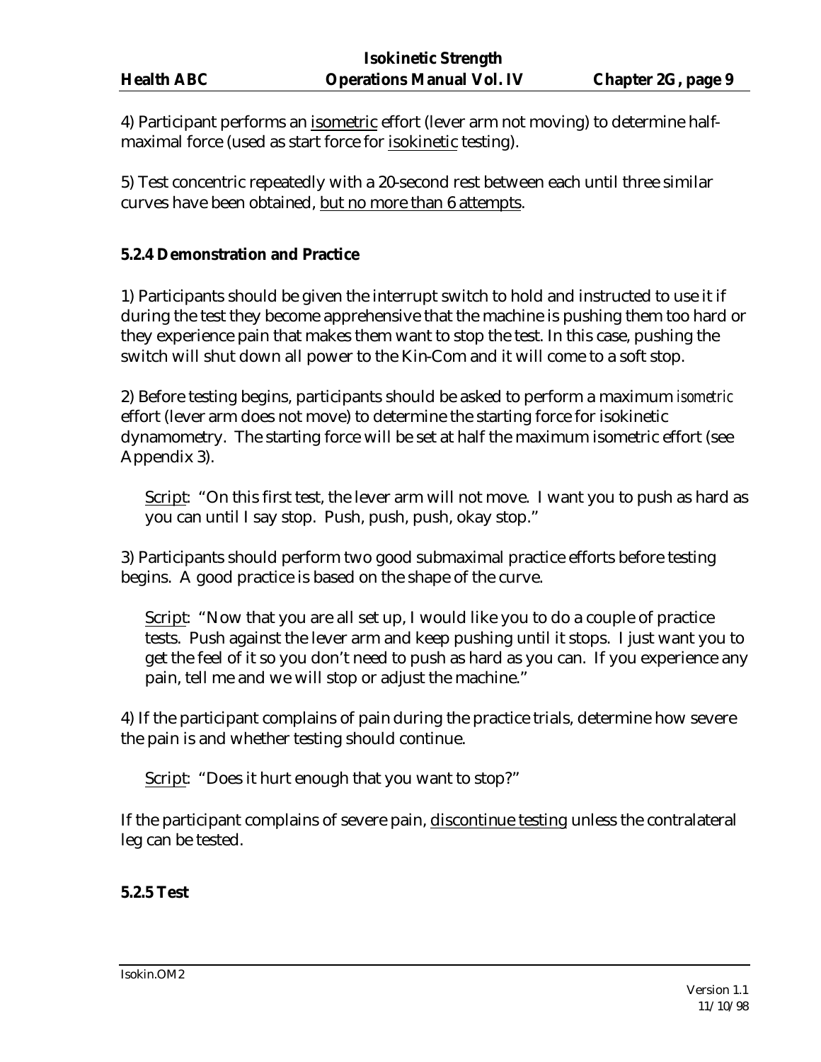4) Participant performs an <u>isometric</u> effort (lever arm not moving) to determine half-maximal force (used as start force for <u>isokinetic</u> testing).

5) Test concentric repeatedly with a 20-second rest between each until three similar curves have been obtained, <u>but no more than 6 attempts</u>.

### 5.2.4 Demonstration and Practice

1) Participants should be given the interrupt switch to hold and instructed to use it if during the test they become apprehensive that the machine is pushing them too hard or they experience pain that makes them want to stop the test. In this case, pushing the switch will shut down all power to the Kin-Com and it will come to a soft stop.

2) Before testing begins, participants should be asked to perform a maximum *isometric* effort (lever arm does not move) to determine the starting force for isokinetic dynamometry. The starting force will be set at half the maximum isometric effort (see Appendix 3).

> <u>Script</u>: "On this first test, the lever arm will not move. I want you to push as hard as you can until I say stop. Push, push, push, okay stop."

3) Participants should perform two good submaximal practice efforts before testing begins. A good practice is based on the shape of the curve.

> <u>Script</u>: "Now that you are all set up, I would like you to do a couple of practice tests. Push against the lever arm and keep pushing until it stops. I just want you to get the feel of it so you don't need to push as hard as you can. If you experience any pain, tell me and we will stop or adjust the machine."

4) If the participant complains of pain during the practice trials, determine how severe the pain is and whether testing should continue.

> <u>Script</u>: "Does it hurt enough that you want to stop?"

If the participant complains of severe pain, <u>discontinue testing</u> unless the contralateral leg can be tested.

### 5.2.5 Test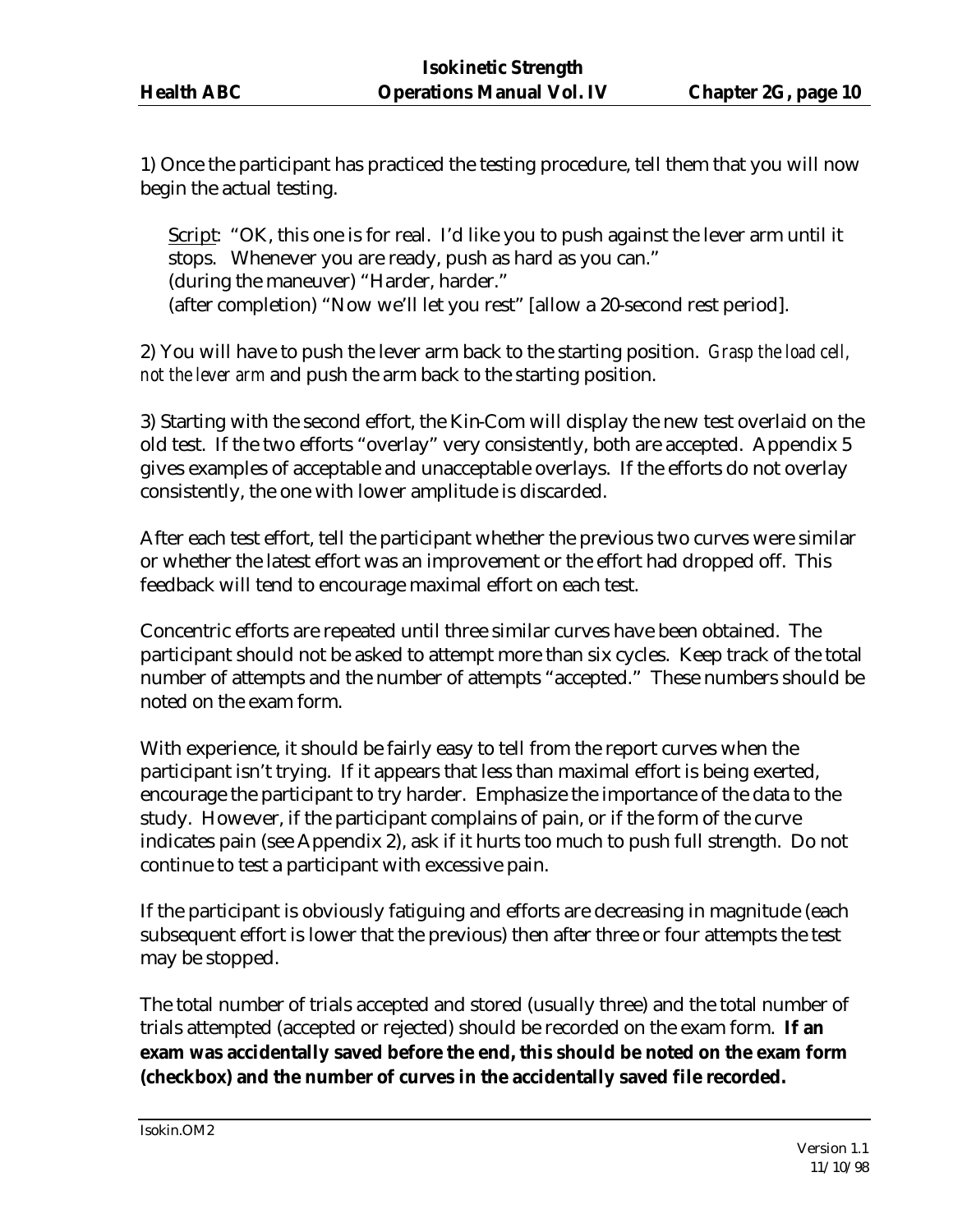1) Once the participant has practiced the testing procedure, tell them that you will now begin the actual testing.

> Script: "OK, this one is for real. I'd like you to push against the lever arm until it stops. Whenever you are ready, push as hard as you can."
> (during the maneuver) "Harder, harder."
> (after completion) "Now we'll let you rest" [allow a 20-second rest period].

2) You will have to push the lever arm back to the starting position. *Grasp the load cell, not the lever arm* and push the arm back to the starting position.

3) Starting with the second effort, the Kin-Com will display the new test overlaid on the old test. If the two efforts "overlay" very consistently, both are accepted. Appendix 5 gives examples of acceptable and unacceptable overlays. If the efforts do not overlay consistently, the one with lower amplitude is discarded.

After each test effort, tell the participant whether the previous two curves were similar or whether the latest effort was an improvement or the effort had dropped off. This feedback will tend to encourage maximal effort on each test.

Concentric efforts are repeated until three similar curves have been obtained. The participant should not be asked to attempt more than six cycles. Keep track of the total number of attempts and the number of attempts "accepted." These numbers should be noted on the exam form.

With experience, it should be fairly easy to tell from the report curves when the participant isn't trying. If it appears that less than maximal effort is being exerted, encourage the participant to try harder. Emphasize the importance of the data to the study. However, if the participant complains of pain, or if the form of the curve indicates pain (see Appendix 2), ask if it hurts too much to push full strength. Do not continue to test a participant with excessive pain.

If the participant is obviously fatiguing and efforts are decreasing in magnitude (each subsequent effort is lower that the previous) then after three or four attempts the test may be stopped.

The total number of trials accepted and stored (usually three) and the total number of trials attempted (accepted or rejected) should be recorded on the exam form. **If an exam was accidentally saved before the end, this should be noted on the exam form (checkbox) and the number of curves in the accidentally saved file recorded.**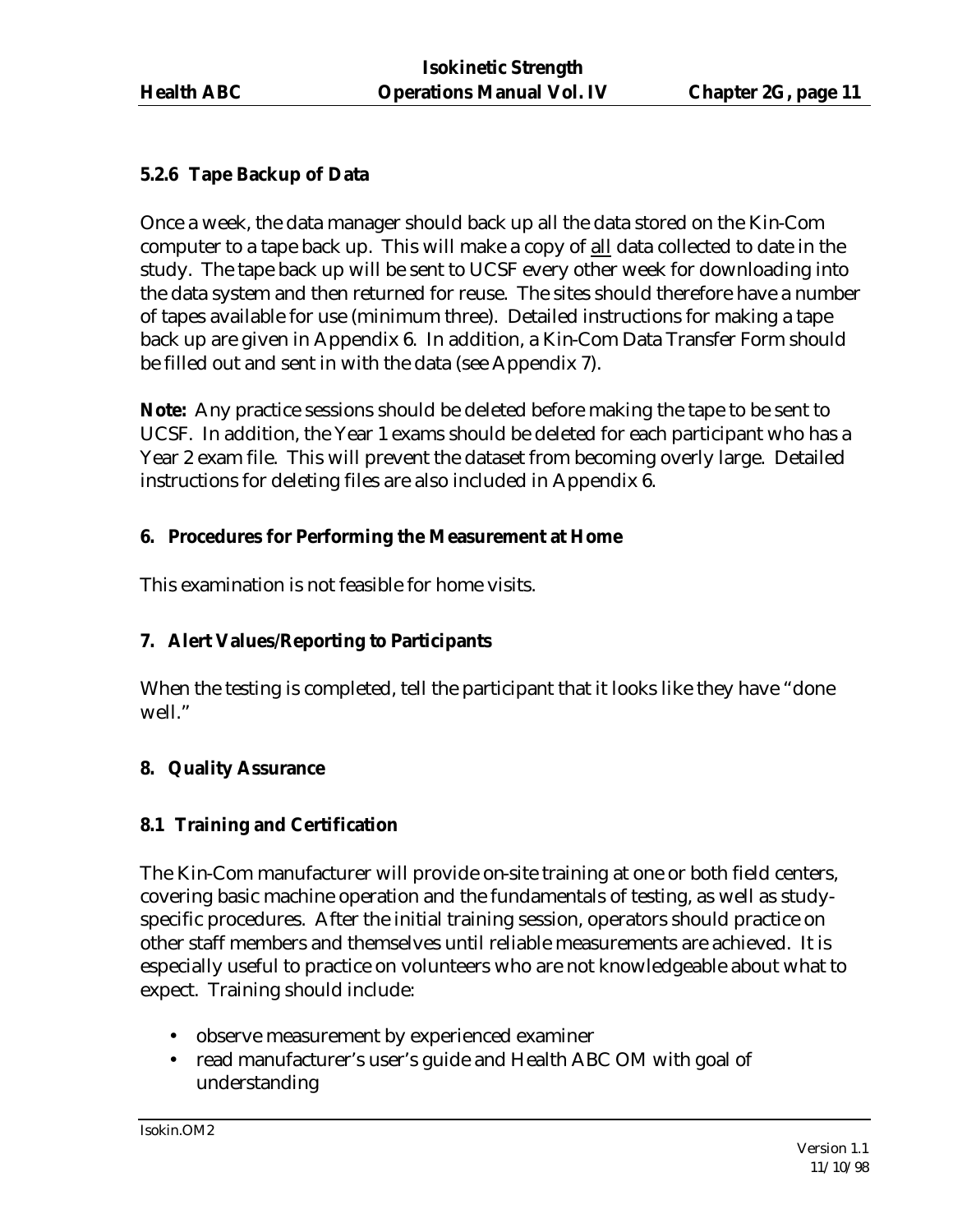### 5.2.6 Tape Backup of Data

Once a week, the data manager should back up all the data stored on the Kin-Com computer to a tape back up. This will make a copy of all data collected to date in the study. The tape back up will be sent to UCSF every other week for downloading into the data system and then returned for reuse. The sites should therefore have a number of tapes available for use (minimum three). Detailed instructions for making a tape back up are given in Appendix 6. In addition, a Kin-Com Data Transfer Form should be filled out and sent in with the data (see Appendix 7).

**Note:** Any practice sessions should be deleted before making the tape to be sent to UCSF. In addition, the Year 1 exams should be deleted for each participant who has a Year 2 exam file. This will prevent the dataset from becoming overly large. Detailed instructions for deleting files are also included in Appendix 6.

## 6. Procedures for Performing the Measurement at Home

This examination is not feasible for home visits.

## 7. Alert Values/Reporting to Participants

When the testing is completed, tell the participant that it looks like they have "done well."

## 8. Quality Assurance

### 8.1 Training and Certification

The Kin-Com manufacturer will provide on-site training at one or both field centers, covering basic machine operation and the fundamentals of testing, as well as study-specific procedures. After the initial training session, operators should practice on other staff members and themselves until reliable measurements are achieved. It is especially useful to practice on volunteers who are not knowledgeable about what to expect. Training should include:

- observe measurement by experienced examiner
- read manufacturer's user's guide and Health ABC OM with goal of understanding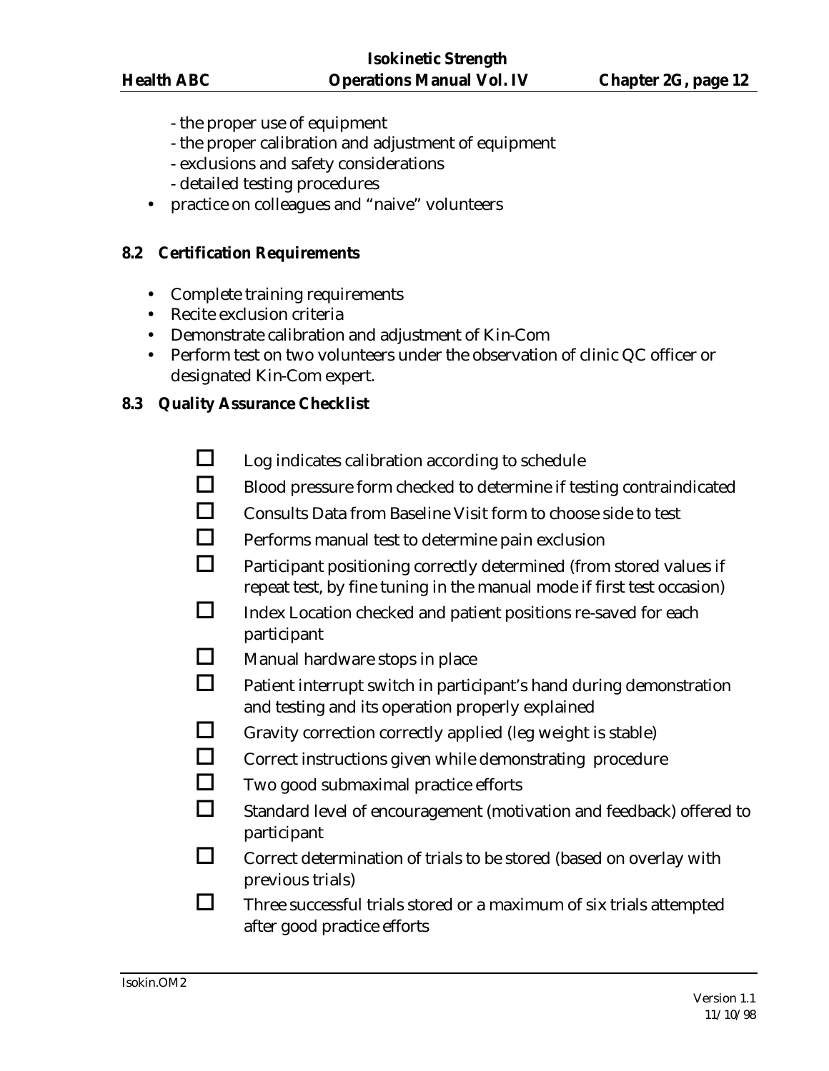- the proper use of equipment
  - the proper calibration and adjustment of equipment
  - exclusions and safety considerations
  - detailed testing procedures
- practice on colleagues and "naive" volunteers

### 8.2 Certification Requirements

- Complete training requirements
- Recite exclusion criteria
- Demonstrate calibration and adjustment of Kin-Com
- Perform test on two volunteers under the observation of clinic QC officer or designated Kin-Com expert.

### 8.3 Quality Assurance Checklist

- ☐ Log indicates calibration according to schedule
- ☐ Blood pressure form checked to determine if testing contraindicated
- ☐ Consults Data from Baseline Visit form to choose side to test
- ☐ Performs manual test to determine pain exclusion
- ☐ Participant positioning correctly determined (from stored values if repeat test, by fine tuning in the manual mode if first test occasion)
- ☐ Index Location checked and patient positions re-saved for each participant
- ☐ Manual hardware stops in place
- ☐ Patient interrupt switch in participant's hand during demonstration and testing and its operation properly explained
- ☐ Gravity correction correctly applied (leg weight is stable)
- ☐ Correct instructions given while demonstrating procedure
- ☐ Two good submaximal practice efforts
- ☐ Standard level of encouragement (motivation and feedback) offered to participant
- ☐ Correct determination of trials to be stored (based on overlay with previous trials)
- ☐ Three successful trials stored or a maximum of six trials attempted after good practice efforts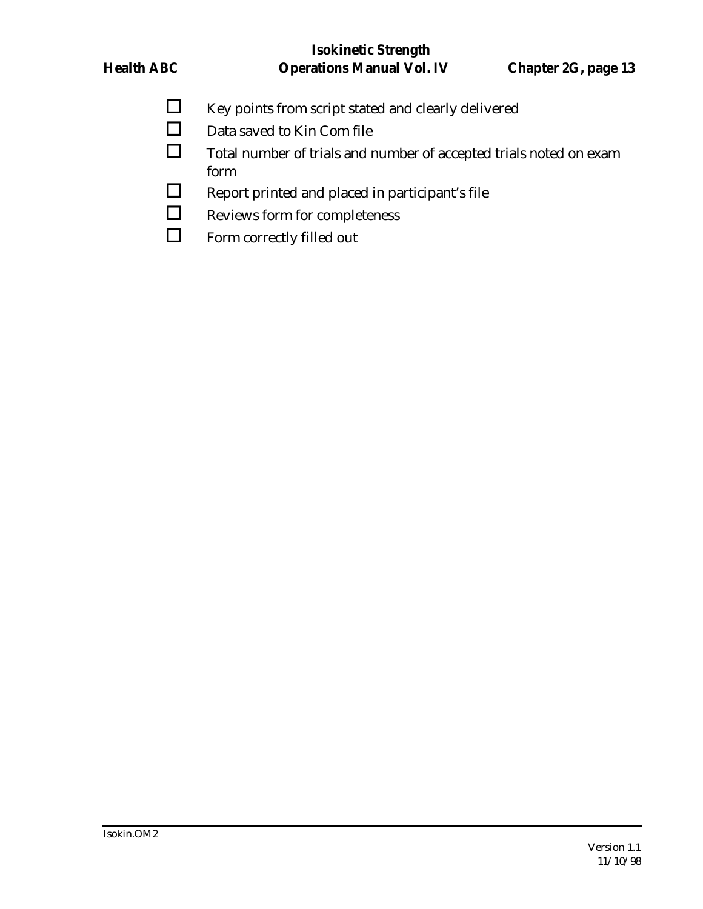- ☐ Key points from script stated and clearly delivered
- ☐ Data saved to Kin Com file
- ☐ Total number of trials and number of accepted trials noted on exam form
- ☐ Report printed and placed in participant's file
- ☐ Reviews form for completeness
- ☐ Form correctly filled out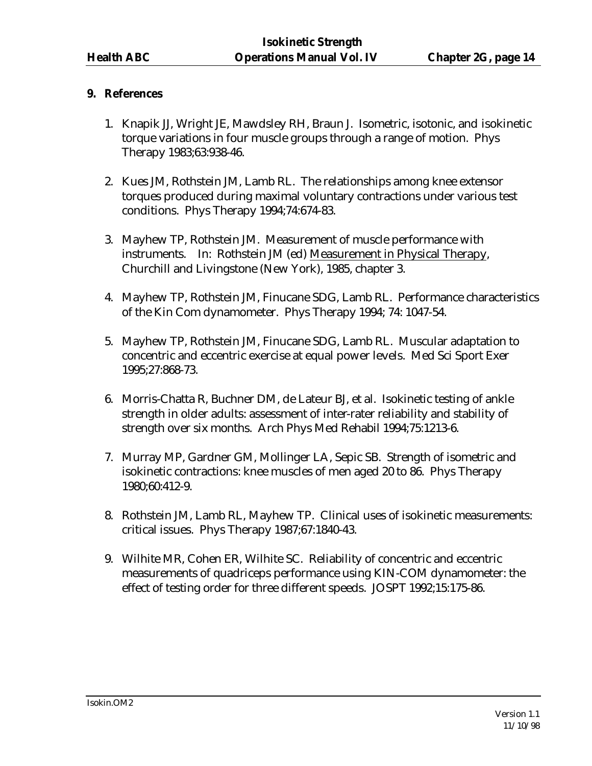## 9. References

1. Knapik JJ, Wright JE, Mawdsley RH, Braun J. Isometric, isotonic, and isokinetic torque variations in four muscle groups through a range of motion. Phys Therapy 1983;63:938-46.

2. Kues JM, Rothstein JM, Lamb RL. The relationships among knee extensor torques produced during maximal voluntary contractions under various test conditions. Phys Therapy 1994;74:674-83.

3. Mayhew TP, Rothstein JM. Measurement of muscle performance with instruments. In: Rothstein JM (ed) Measurement in Physical Therapy, Churchill and Livingstone (New York), 1985, chapter 3.

4. Mayhew TP, Rothstein JM, Finucane SDG, Lamb RL. Performance characteristics of the Kin Com dynamometer. Phys Therapy 1994; 74: 1047-54.

5. Mayhew TP, Rothstein JM, Finucane SDG, Lamb RL. Muscular adaptation to concentric and eccentric exercise at equal power levels. Med Sci Sport Exer 1995;27:868-73.

6. Morris-Chatta R, Buchner DM, de Lateur BJ, et al. Isokinetic testing of ankle strength in older adults: assessment of inter-rater reliability and stability of strength over six months. Arch Phys Med Rehabil 1994;75:1213-6.

7. Murray MP, Gardner GM, Mollinger LA, Sepic SB. Strength of isometric and isokinetic contractions: knee muscles of men aged 20 to 86. Phys Therapy 1980;60:412-9.

8. Rothstein JM, Lamb RL, Mayhew TP. Clinical uses of isokinetic measurements: critical issues. Phys Therapy 1987;67:1840-43.

9. Wilhite MR, Cohen ER, Wilhite SC. Reliability of concentric and eccentric measurements of quadriceps performance using KIN-COM dynamometer: the effect of testing order for three different speeds. JOSPT 1992;15:175-86.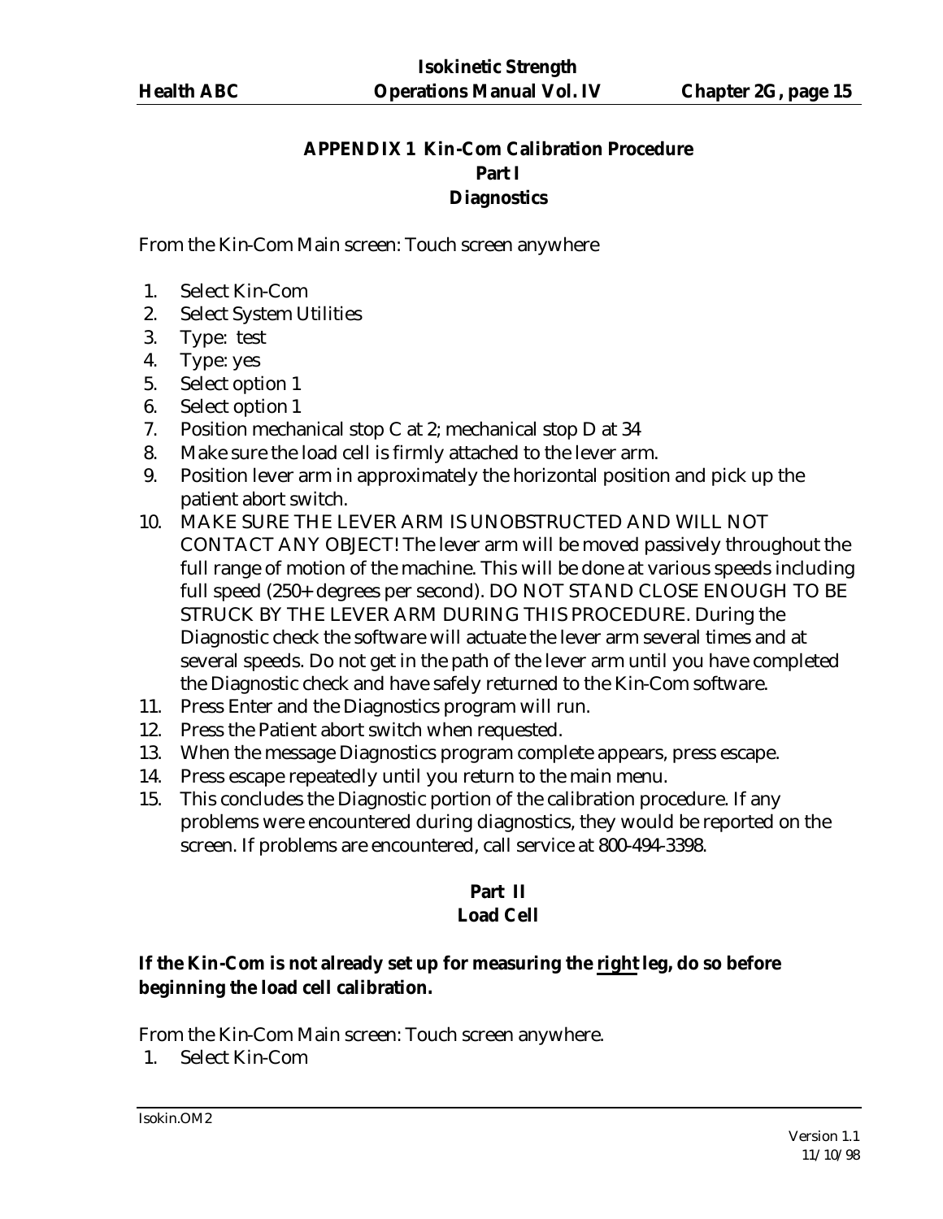## APPENDIX 1 Kin-Com Calibration Procedure
### Part I
### Diagnostics

From the Kin-Com Main screen: Touch screen anywhere

1. Select Kin-Com
2. Select System Utilities
3. Type: test
4. Type: yes
5. Select option 1
6. Select option 1
7. Position mechanical stop C at 2; mechanical stop D at 34
8. Make sure the load cell is firmly attached to the lever arm.
9. Position lever arm in approximately the horizontal position and pick up the patient abort switch.
10. MAKE SURE THE LEVER ARM IS UNOBSTRUCTED AND WILL NOT CONTACT ANY OBJECT! The lever arm will be moved passively throughout the full range of motion of the machine. This will be done at various speeds including full speed (250+ degrees per second). DO NOT STAND CLOSE ENOUGH TO BE STRUCK BY THE LEVER ARM DURING THIS PROCEDURE. During the Diagnostic check the software will actuate the lever arm several times and at several speeds. Do not get in the path of the lever arm until you have completed the Diagnostic check and have safely returned to the Kin-Com software.
11. Press Enter and the Diagnostics program will run.
12. Press the Patient abort switch when requested.
13. When the message Diagnostics program complete appears, press escape.
14. Press escape repeatedly until you return to the main menu.
15. This concludes the Diagnostic portion of the calibration procedure. If any problems were encountered during diagnostics, they would be reported on the screen. If problems are encountered, call service at 800-494-3398.

### Part II
### Load Cell

**If the Kin-Com is not already set up for measuring the <u>right</u> leg, do so before beginning the load cell calibration.**

From the Kin-Com Main screen: Touch screen anywhere.

1. Select Kin-Com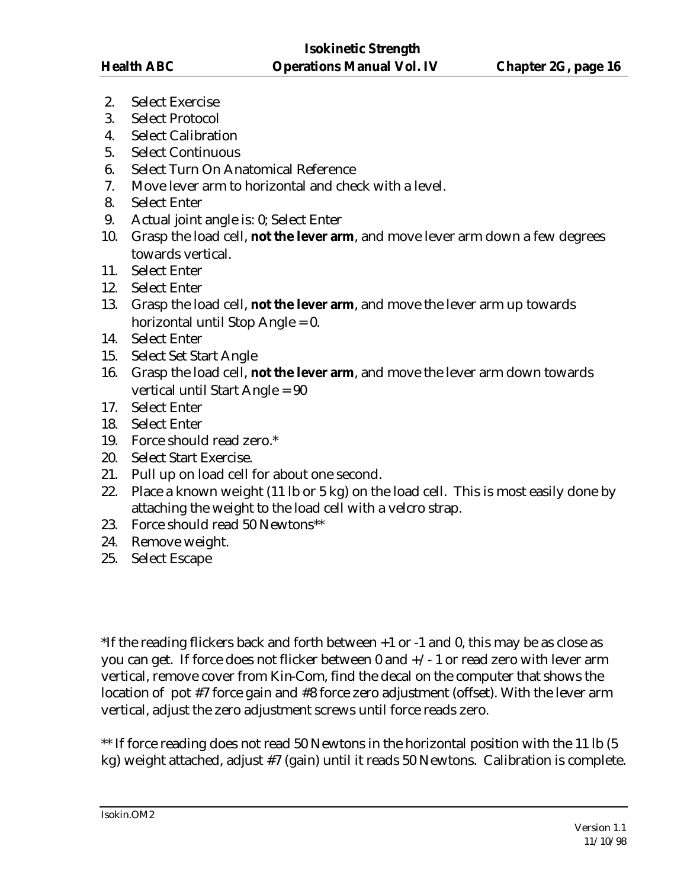2. Select Exercise
3. Select Protocol
4. Select Calibration
5. Select Continuous
6. Select Turn On Anatomical Reference
7. Move lever arm to horizontal and check with a level.
8. Select Enter
9. Actual joint angle is: 0; Select Enter
10. Grasp the load cell, **not the lever arm**, and move lever arm down a few degrees towards vertical.
11. Select Enter
12. Select Enter
13. Grasp the load cell, **not the lever arm**, and move the lever arm up towards horizontal until Stop Angle = 0.
14. Select Enter
15. Select Set Start Angle
16. Grasp the load cell, **not the lever arm**, and move the lever arm down towards vertical until Start Angle = 90
17. Select Enter
18. Select Enter
19. Force should read zero.*
20. Select Start Exercise.
21. Pull up on load cell for about one second.
22. Place a known weight (11 lb or 5 kg) on the load cell. This is most easily done by attaching the weight to the load cell with a velcro strap.
23. Force should read 50 Newtons**
24. Remove weight.
25. Select Escape

*If the reading flickers back and forth between +1 or -1 and 0, this may be as close as you can get. If force does not flicker between 0 and +/- 1 or read zero with lever arm vertical, remove cover from Kin-Com, find the decal on the computer that shows the location of pot #7 force gain and #8 force zero adjustment (offset). With the lever arm vertical, adjust the zero adjustment screws until force reads zero.

** If force reading does not read 50 Newtons in the horizontal position with the 11 lb (5 kg) weight attached, adjust #7 (gain) until it reads 50 Newtons. Calibration is complete.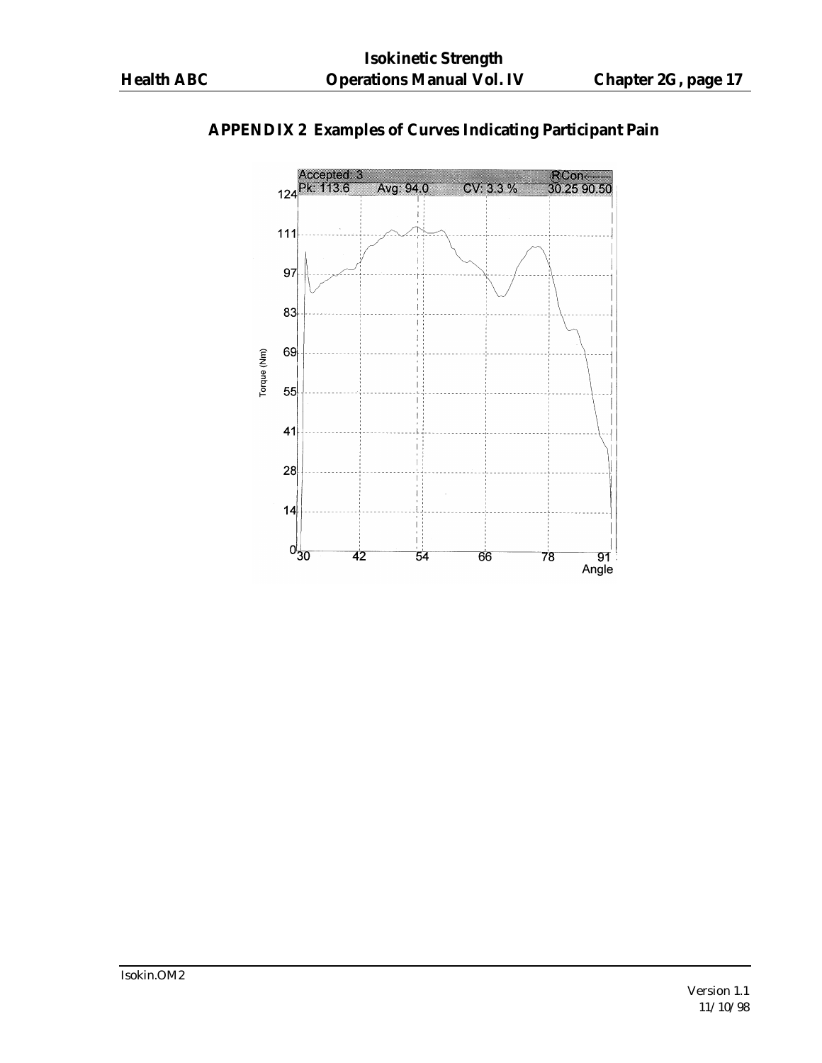## APPENDIX 2 Examples of Curves Indicating Participant Pain

Accepted: 3 RCon
Pk: 113.6 Avg: 94.0 CV: 3.3 % 30.25 90.50

Torque (Nm)

124
111
97
83
69
55
41
28
14
0

30 42 54 66 78 91
Angle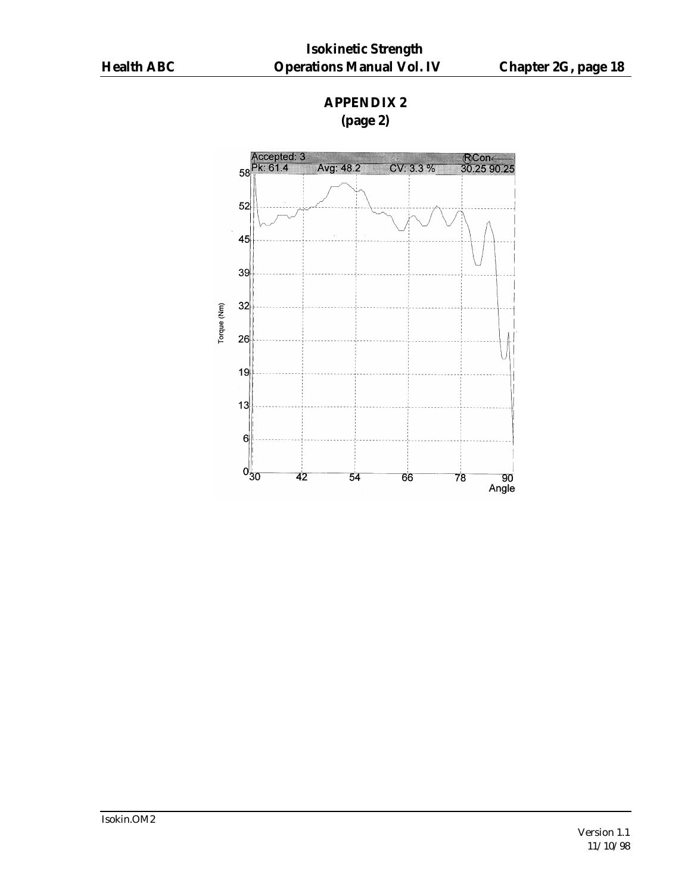## APPENDIX 2
## (page 2)

Accepted: 3 RCon←
Pk: 61.4 Avg: 48.2 CV: 3.3 % 30.25 90.25

Torque (Nm)

58
52
45
39
32
26
19
13
6
0

30 42 54 66 78 90
Angle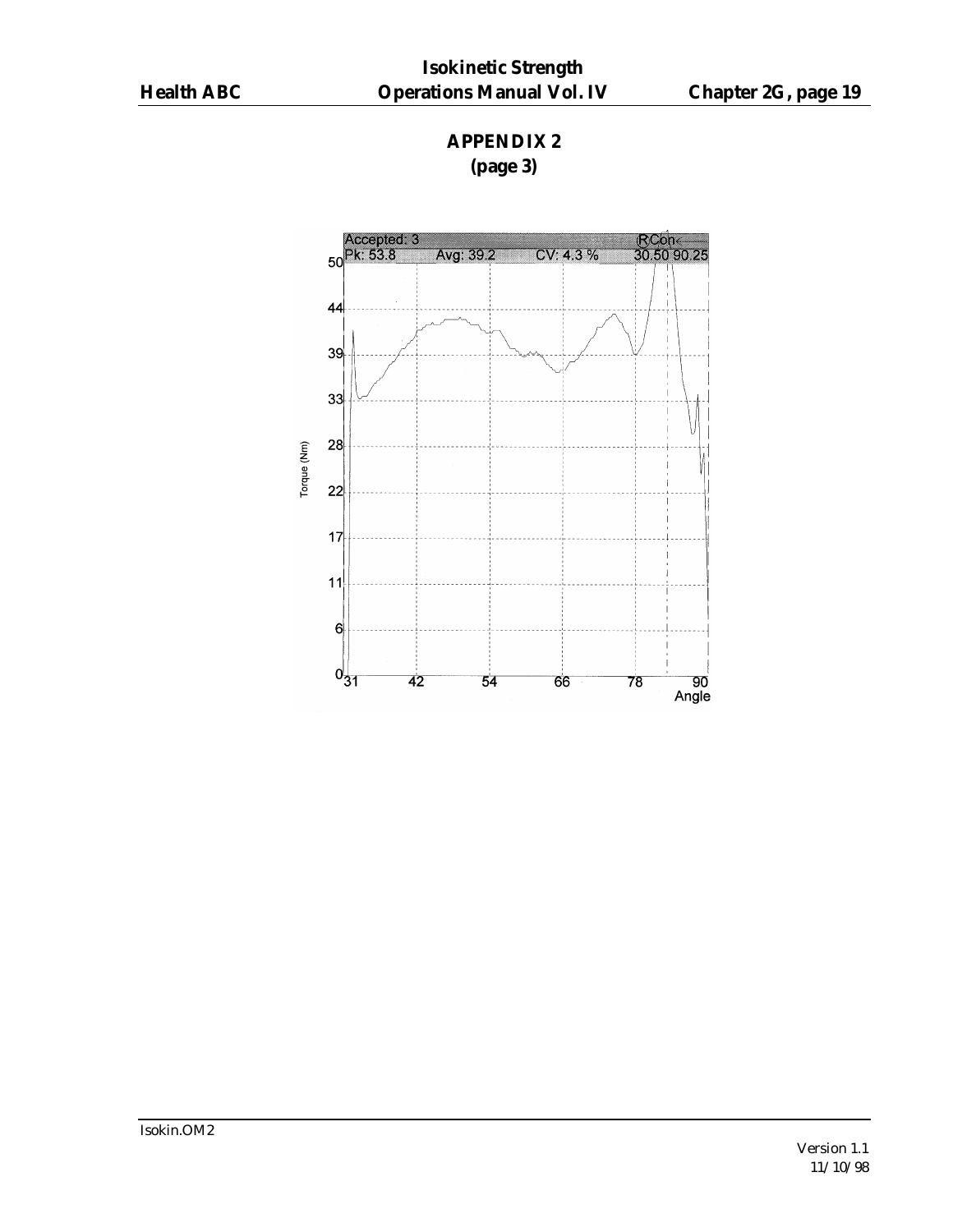## APPENDIX 2
**(page 3)**

Accepted: 3
Pk: 53.8 Avg: 39.2 CV: 4.3 %
RCon
30.50 90.25

Torque (Nm)

50
44
39
33
28
22
17
11
6
0

31 42 54 66 78 90
Angle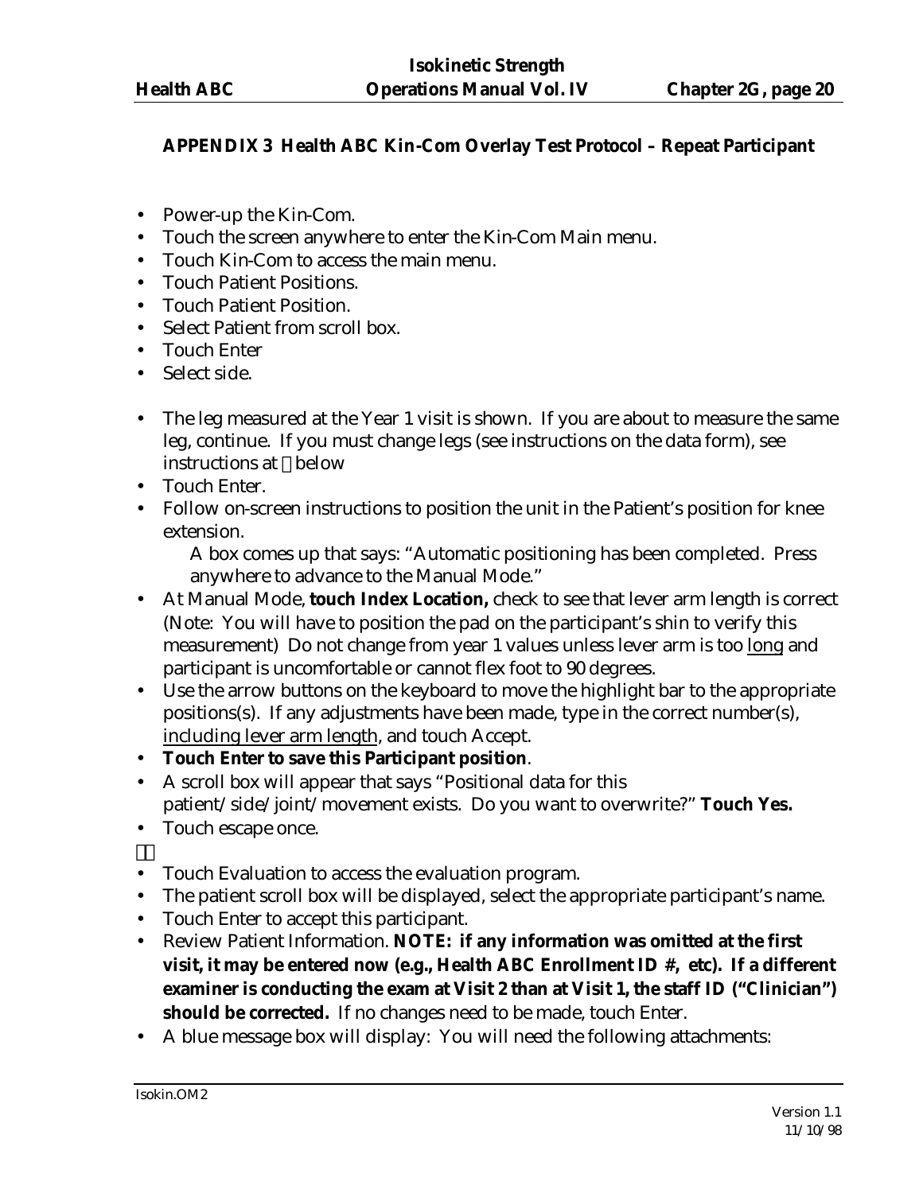**APPENDIX 3 Health ABC Kin-Com Overlay Test Protocol – Repeat Participant**

- Power-up the Kin-Com.
- Touch the screen anywhere to enter the Kin-Com Main menu.
- Touch Kin-Com to access the main menu.
- Touch Patient Positions.
- Touch Patient Position.
- Select Patient from scroll box.
- Touch Enter
- Select side.

- The leg measured at the Year 1 visit is shown. If you are about to measure the same leg, continue. If you must change legs (see instructions on the data form), see instructions at  below
- Touch Enter.
- Follow on-screen instructions to position the unit in the Patient's position for knee extension.

  A box comes up that says: "Automatic positioning has been completed. Press anywhere to advance to the Manual Mode."
- At Manual Mode, **touch Index Location,** check to see that lever arm length is correct (Note: You will have to position the pad on the participant's shin to verify this measurement) Do not change from year 1 values unless lever arm is too <u>long</u> and participant is uncomfortable or cannot flex foot to 90 degrees.
- Use the arrow buttons on the keyboard to move the highlight bar to the appropriate positions(s). If any adjustments have been made, type in the correct number(s), <u>including lever arm length</u>, and touch Accept.
- **Touch Enter to save this Participant position**.
- A scroll box will appear that says "Positional data for this patient/side/joint/movement exists. Do you want to overwrite?" **Touch Yes.**
- Touch escape once.



- Touch Evaluation to access the evaluation program.
- The patient scroll box will be displayed, select the appropriate participant's name.
- Touch Enter to accept this participant.
- Review Patient Information. **NOTE: if any information was omitted at the first visit, it may be entered now (e.g., Health ABC Enrollment ID #, etc). If a different examiner is conducting the exam at Visit 2 than at Visit 1, the staff ID ("Clinician") should be corrected.** If no changes need to be made, touch Enter.
- A blue message box will display: You will need the following attachments: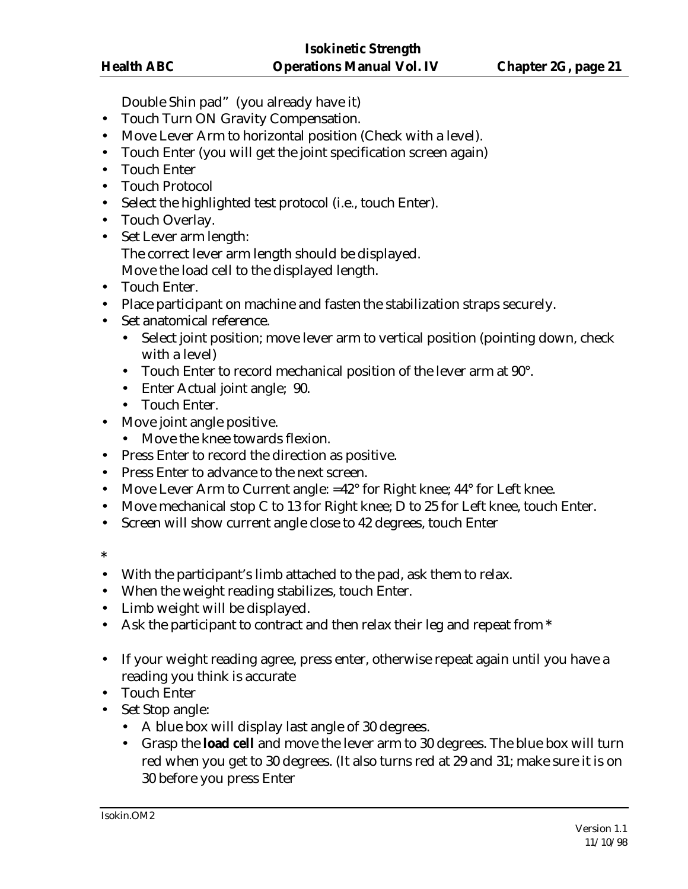Double Shin pad" (you already have it)

- Touch Turn ON Gravity Compensation.
- Move Lever Arm to horizontal position (Check with a level).
- Touch Enter (you will get the joint specification screen again)
- Touch Enter
- Touch Protocol
- Select the highlighted test protocol (i.e., touch Enter).
- Touch Overlay.
- Set Lever arm length:
  The correct lever arm length should be displayed.
  Move the load cell to the displayed length.
- Touch Enter.
- Place participant on machine and fasten the stabilization straps securely.
- Set anatomical reference.
  - Select joint position; move lever arm to vertical position (pointing down, check with a level)
  - Touch Enter to record mechanical position of the lever arm at 90°.
  - Enter Actual joint angle; 90.
  - Touch Enter.
- Move joint angle positive.
  - Move the knee towards flexion.
- Press Enter to record the direction as positive.
- Press Enter to advance to the next screen.
- Move Lever Arm to Current angle: =42° for Right knee; 44° for Left knee.
- Move mechanical stop C to 13 for Right knee; D to 25 for Left knee, touch Enter.
- Screen will show current angle close to 42 degrees, touch Enter

**\***

- With the participant's limb attached to the pad, ask them to relax.
- When the weight reading stabilizes, touch Enter.
- Limb weight will be displayed.
- Ask the participant to contract and then relax their leg and repeat from **\***

- If your weight reading agree, press enter, otherwise repeat again until you have a reading you think is accurate
- Touch Enter
- Set Stop angle:
  - A blue box will display last angle of 30 degrees.
  - Grasp the **load cell** and move the lever arm to 30 degrees. The blue box will turn red when you get to 30 degrees. (It also turns red at 29 and 31; make sure it is on 30 before you press Enter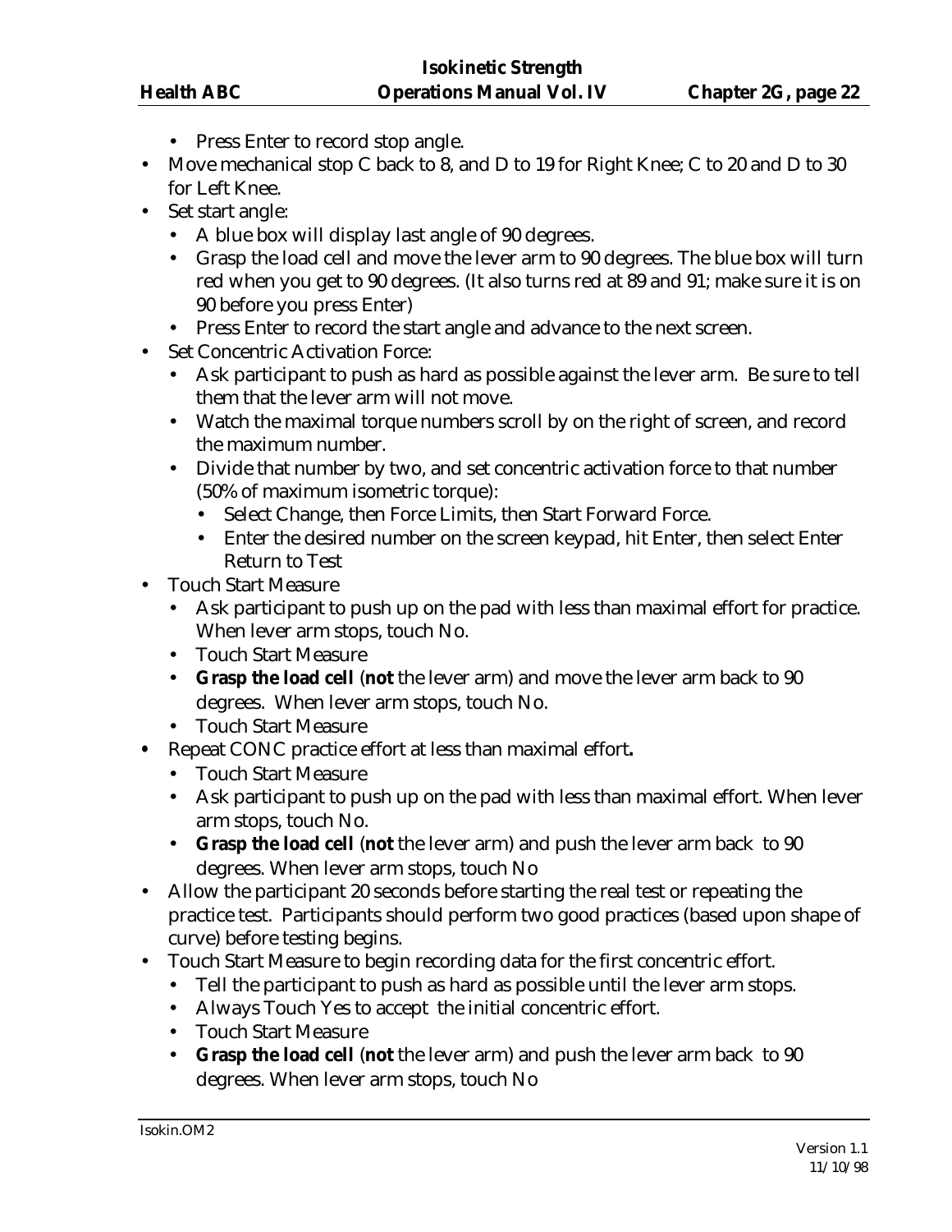- Press Enter to record stop angle.
- Move mechanical stop C back to 8, and D to 19 for Right Knee; C to 20 and D to 30 for Left Knee.
- Set start angle:
  - A blue box will display last angle of 90 degrees.
  - Grasp the load cell and move the lever arm to 90 degrees. The blue box will turn red when you get to 90 degrees. (It also turns red at 89 and 91; make sure it is on 90 before you press Enter)
  - Press Enter to record the start angle and advance to the next screen.
- Set Concentric Activation Force:
  - Ask participant to push as hard as possible against the lever arm. Be sure to tell them that the lever arm will not move.
  - Watch the maximal torque numbers scroll by on the right of screen, and record the maximum number.
  - Divide that number by two, and set concentric activation force to that number (50% of maximum isometric torque):
    - Select Change, then Force Limits, then Start Forward Force.
    - Enter the desired number on the screen keypad, hit Enter, then select Enter Return to Test
- Touch Start Measure
  - Ask participant to push up on the pad with less than maximal effort for practice. When lever arm stops, touch No.
  - Touch Start Measure
  - **Grasp the load cell** (**not** the lever arm) and move the lever arm back to 90 degrees. When lever arm stops, touch No.
  - Touch Start Measure
- Repeat CONC practice effort at less than maximal effort**.**
  - Touch Start Measure
  - Ask participant to push up on the pad with less than maximal effort. When lever arm stops, touch No.
  - **Grasp the load cell** (**not** the lever arm) and push the lever arm back to 90 degrees. When lever arm stops, touch No
- Allow the participant 20 seconds before starting the real test or repeating the practice test. Participants should perform two good practices (based upon shape of curve) before testing begins.
- Touch Start Measure to begin recording data for the first concentric effort.
  - Tell the participant to push as hard as possible until the lever arm stops.
  - Always Touch Yes to accept the initial concentric effort.
  - Touch Start Measure
  - **Grasp the load cell** (**not** the lever arm) and push the lever arm back to 90 degrees. When lever arm stops, touch No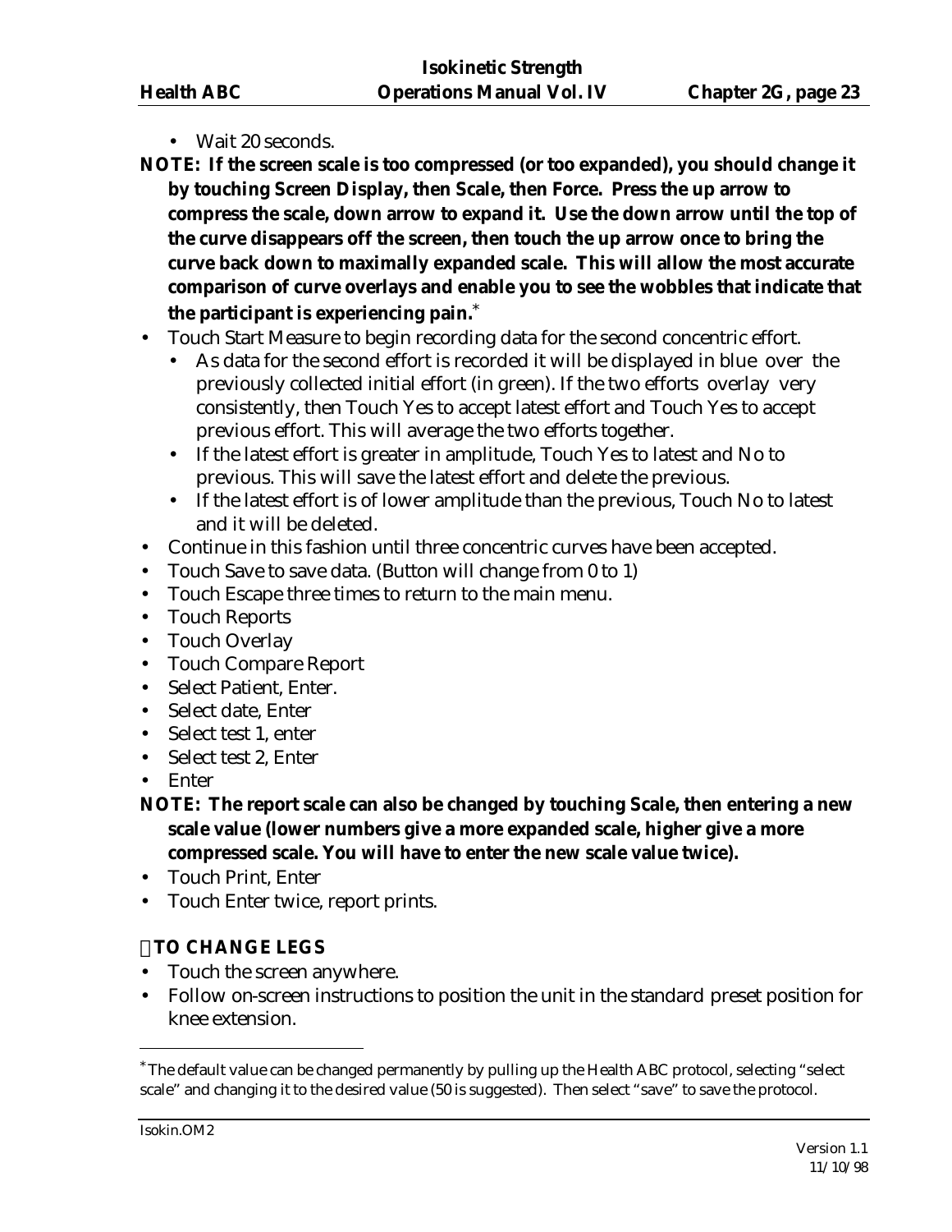- Wait 20 seconds.

**NOTE: If the screen scale is too compressed (or too expanded), you should change it by touching Screen Display, then Scale, then Force. Press the up arrow to compress the scale, down arrow to expand it. Use the down arrow until the top of the curve disappears off the screen, then touch the up arrow once to bring the curve back down to maximally expanded scale. This will allow the most accurate comparison of curve overlays and enable you to see the wobbles that indicate that the participant is experiencing pain.***

- Touch Start Measure to begin recording data for the second concentric effort.
  - As data for the second effort is recorded it will be displayed in blue over the previously collected initial effort (in green). If the two efforts overlay very consistently, then Touch Yes to accept latest effort and Touch Yes to accept previous effort. This will average the two efforts together.
  - If the latest effort is greater in amplitude, Touch Yes to latest and No to previous. This will save the latest effort and delete the previous.
  - If the latest effort is of lower amplitude than the previous, Touch No to latest and it will be deleted.
- Continue in this fashion until three concentric curves have been accepted.
- Touch Save to save data. (Button will change from 0 to 1)
- Touch Escape three times to return to the main menu.
- Touch Reports
- Touch Overlay
- Touch Compare Report
- Select Patient, Enter.
- Select date, Enter
- Select test 1, enter
- Select test 2, Enter
- Enter

**NOTE: The report scale can also be changed by touching Scale, then entering a new scale value (lower numbers give a more expanded scale, higher give a more compressed scale. You will have to enter the new scale value twice).**

- Touch Print, Enter
- Touch Enter twice, report prints.

**TO CHANGE LEGS**

- Touch the screen anywhere.
- Follow on-screen instructions to position the unit in the standard preset position for knee extension.

---

* The default value can be changed permanently by pulling up the Health ABC protocol, selecting "select scale" and changing it to the desired value (50 is suggested). Then select "save" to save the protocol.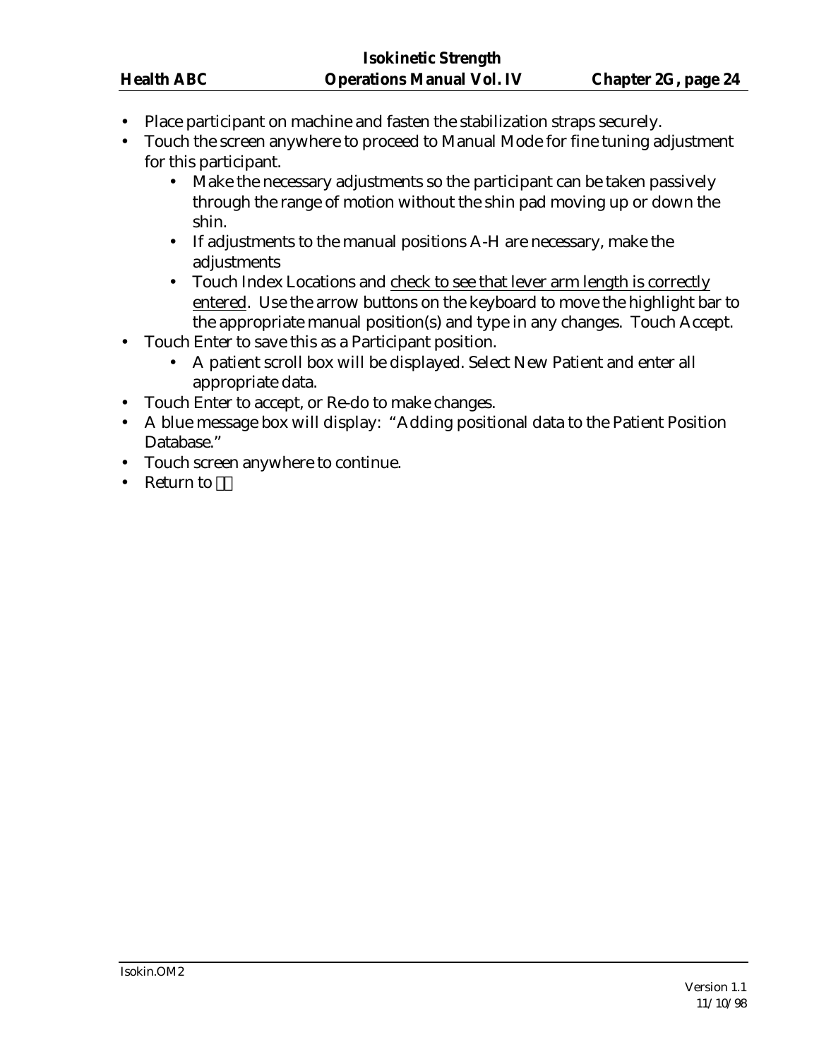- Place participant on machine and fasten the stabilization straps securely.
- Touch the screen anywhere to proceed to Manual Mode for fine tuning adjustment for this participant.
  - Make the necessary adjustments so the participant can be taken passively through the range of motion without the shin pad moving up or down the shin.
  - If adjustments to the manual positions A-H are necessary, make the adjustments
  - Touch Index Locations and <u>check to see that lever arm length is correctly entered</u>. Use the arrow buttons on the keyboard to move the highlight bar to the appropriate manual position(s) and type in any changes. Touch Accept.
- Touch Enter to save this as a Participant position.
  - A patient scroll box will be displayed. Select New Patient and enter all appropriate data.
- Touch Enter to accept, or Re-do to make changes.
- A blue message box will display: "Adding positional data to the Patient Position Database."
- Touch screen anywhere to continue.
- Return to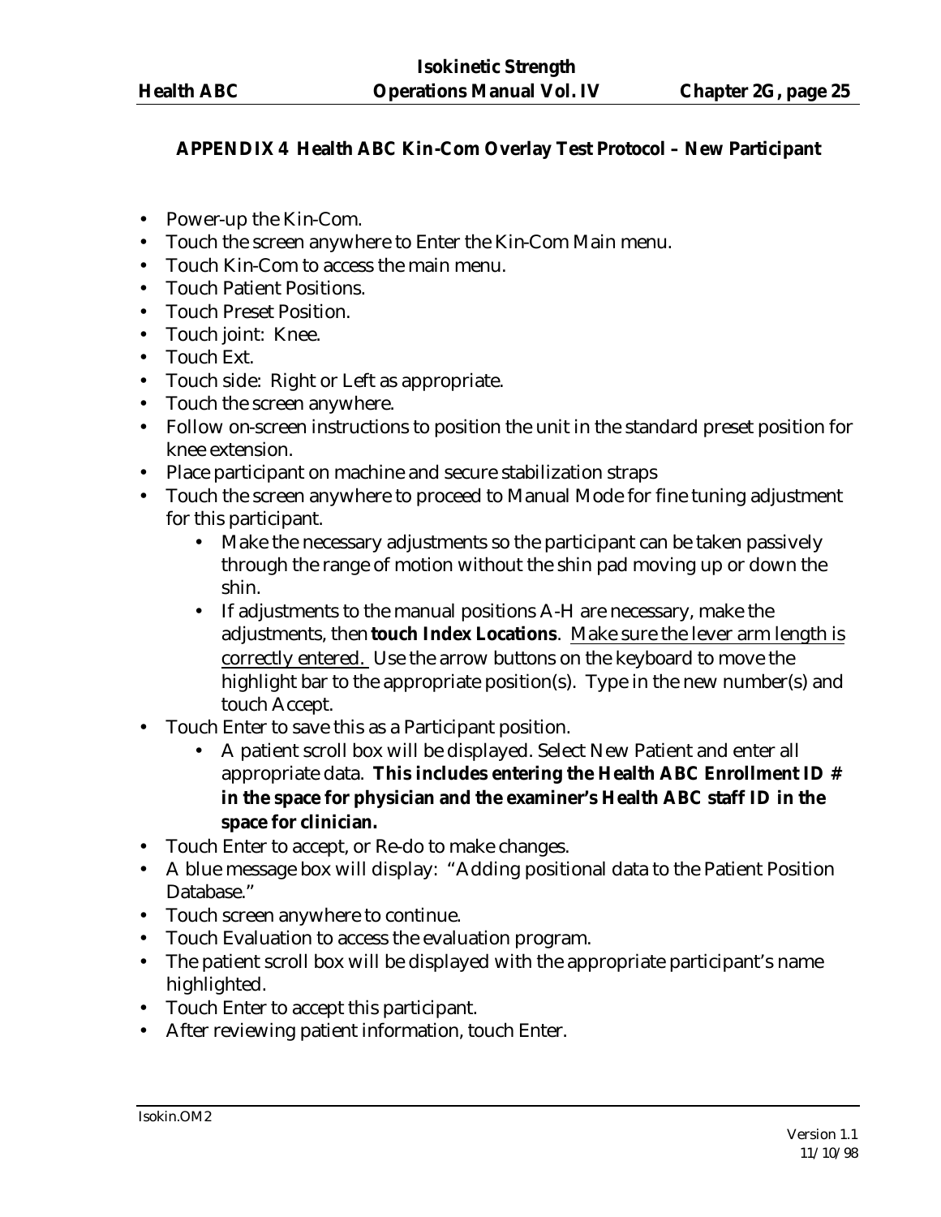**APPENDIX 4 Health ABC Kin-Com Overlay Test Protocol – New Participant**

- Power-up the Kin-Com.
- Touch the screen anywhere to Enter the Kin-Com Main menu.
- Touch Kin-Com to access the main menu.
- Touch Patient Positions.
- Touch Preset Position.
- Touch joint: Knee.
- Touch Ext.
- Touch side: Right or Left as appropriate.
- Touch the screen anywhere.
- Follow on-screen instructions to position the unit in the standard preset position for knee extension.
- Place participant on machine and secure stabilization straps
- Touch the screen anywhere to proceed to Manual Mode for fine tuning adjustment for this participant.
    - Make the necessary adjustments so the participant can be taken passively through the range of motion without the shin pad moving up or down the shin.
    - If adjustments to the manual positions A-H are necessary, make the adjustments, then **touch Index Locations**. <u>Make sure the lever arm length is correctly entered.</u> Use the arrow buttons on the keyboard to move the highlight bar to the appropriate position(s). Type in the new number(s) and touch Accept.
- Touch Enter to save this as a Participant position.
    - A patient scroll box will be displayed. Select New Patient and enter all appropriate data. **This includes entering the Health ABC Enrollment ID # in the space for physician and the examiner's Health ABC staff ID in the space for clinician.**
- Touch Enter to accept, or Re-do to make changes.
- A blue message box will display: "Adding positional data to the Patient Position Database."
- Touch screen anywhere to continue.
- Touch Evaluation to access the evaluation program.
- The patient scroll box will be displayed with the appropriate participant's name highlighted.
- Touch Enter to accept this participant.
- After reviewing patient information, touch Enter.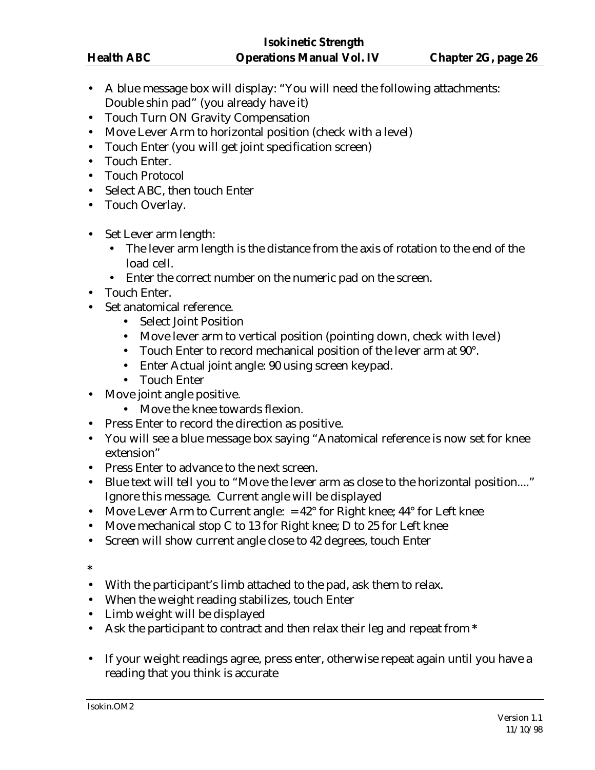- A blue message box will display: "You will need the following attachments: Double shin pad" (you already have it)
- Touch Turn ON Gravity Compensation
- Move Lever Arm to horizontal position (check with a level)
- Touch Enter (you will get joint specification screen)
- Touch Enter.
- Touch Protocol
- Select ABC, then touch Enter
- Touch Overlay.

- Set Lever arm length:
  - The lever arm length is the distance from the axis of rotation to the end of the load cell.
  - Enter the correct number on the numeric pad on the screen.
- Touch Enter.
- Set anatomical reference.
  - Select Joint Position
  - Move lever arm to vertical position (pointing down, check with level)
  - Touch Enter to record mechanical position of the lever arm at 90°.
  - Enter Actual joint angle: 90 using screen keypad.
  - Touch Enter
- Move joint angle positive.
  - Move the knee towards flexion.
- Press Enter to record the direction as positive.
- You will see a blue message box saying "Anatomical reference is now set for knee extension"
- Press Enter to advance to the next screen.
- Blue text will tell you to "Move the lever arm as close to the horizontal position...." Ignore this message. Current angle will be displayed
- Move Lever Arm to Current angle: = 42° for Right knee; 44° for Left knee
- Move mechanical stop C to 13 for Right knee; D to 25 for Left knee
- Screen will show current angle close to 42 degrees, touch Enter

*

- With the participant's limb attached to the pad, ask them to relax.
- When the weight reading stabilizes, touch Enter
- Limb weight will be displayed
- Ask the participant to contract and then relax their leg and repeat from *

- If your weight readings agree, press enter, otherwise repeat again until you have a reading that you think is accurate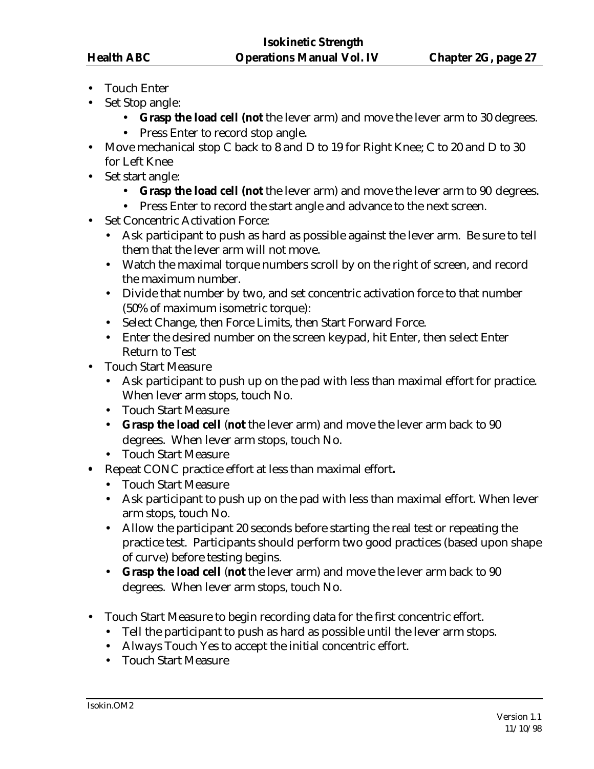- Touch Enter
- Set Stop angle:
    - **Grasp the load cell (not** the lever arm) and move the lever arm to 30 degrees.
    - Press Enter to record stop angle.
- Move mechanical stop C back to 8 and D to 19 for Right Knee; C to 20 and D to 30 for Left Knee
- Set start angle:
    - **Grasp the load cell (not** the lever arm) and move the lever arm to 90 degrees.
    - Press Enter to record the start angle and advance to the next screen.
- Set Concentric Activation Force:
    - Ask participant to push as hard as possible against the lever arm. Be sure to tell them that the lever arm will not move.
    - Watch the maximal torque numbers scroll by on the right of screen, and record the maximum number.
    - Divide that number by two, and set concentric activation force to that number (50% of maximum isometric torque):
    - Select Change, then Force Limits, then Start Forward Force.
    - Enter the desired number on the screen keypad, hit Enter, then select Enter Return to Test
- Touch Start Measure
    - Ask participant to push up on the pad with less than maximal effort for practice. When lever arm stops, touch No.
    - Touch Start Measure
    - **Grasp the load cell** (**not** the lever arm) and move the lever arm back to 90 degrees. When lever arm stops, touch No.
    - Touch Start Measure
- Repeat CONC practice effort at less than maximal effort**.**
    - Touch Start Measure
    - Ask participant to push up on the pad with less than maximal effort. When lever arm stops, touch No.
    - Allow the participant 20 seconds before starting the real test or repeating the practice test. Participants should perform two good practices (based upon shape of curve) before testing begins.
    - **Grasp the load cell** (**not** the lever arm) and move the lever arm back to 90 degrees. When lever arm stops, touch No.
- Touch Start Measure to begin recording data for the first concentric effort.
    - Tell the participant to push as hard as possible until the lever arm stops.
    - Always Touch Yes to accept the initial concentric effort.
    - Touch Start Measure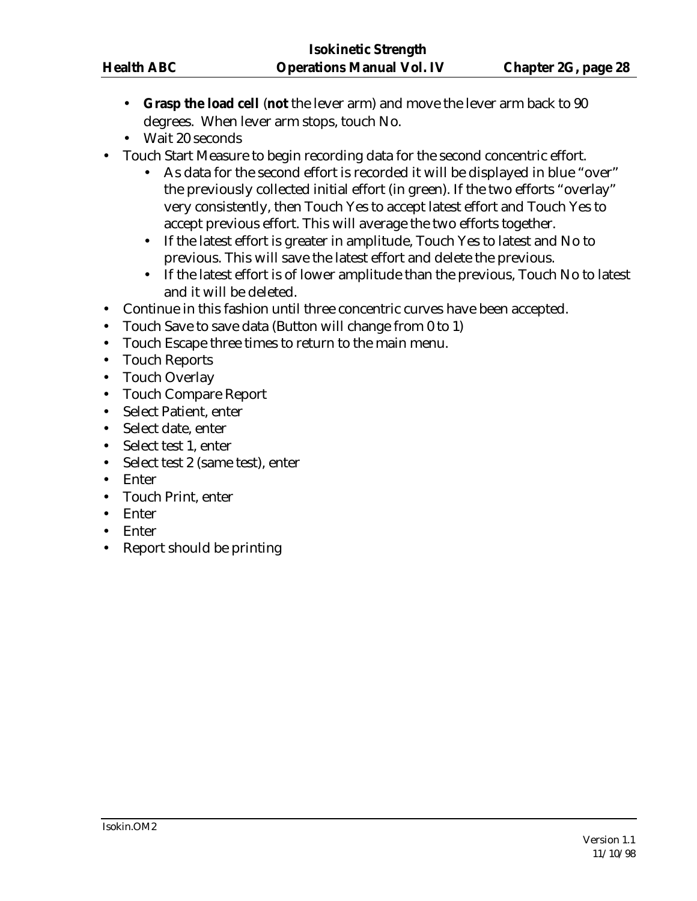- **Grasp the load cell** (**not** the lever arm) and move the lever arm back to 90 degrees. When lever arm stops, touch No.
- Wait 20 seconds

- Touch Start Measure to begin recording data for the second concentric effort.
    - As data for the second effort is recorded it will be displayed in blue "over" the previously collected initial effort (in green). If the two efforts "overlay" very consistently, then Touch Yes to accept latest effort and Touch Yes to accept previous effort. This will average the two efforts together.
    - If the latest effort is greater in amplitude, Touch Yes to latest and No to previous. This will save the latest effort and delete the previous.
    - If the latest effort is of lower amplitude than the previous, Touch No to latest and it will be deleted.
- Continue in this fashion until three concentric curves have been accepted.
- Touch Save to save data (Button will change from 0 to 1)
- Touch Escape three times to return to the main menu.
- Touch Reports
- Touch Overlay
- Touch Compare Report
- Select Patient, enter
- Select date, enter
- Select test 1, enter
- Select test 2 (same test), enter
- Enter
- Touch Print, enter
- Enter
- Enter
- Report should be printing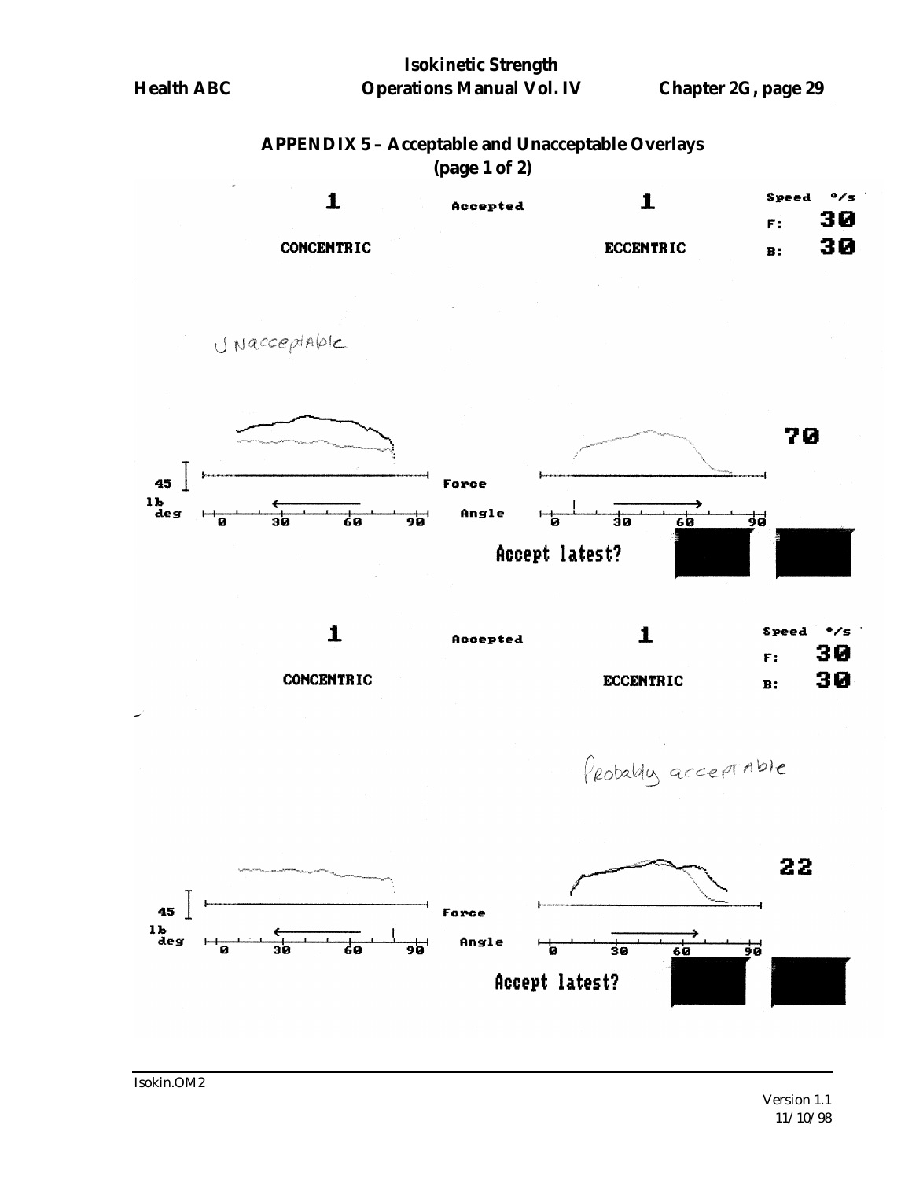## APPENDIX 5 – Acceptable and Unacceptable Overlays
**(page 1 of 2)**

1 Accepted 1

CONCENTRIC ECCENTRIC

Speed °/s
F: 30
B: 30

Unacceptable

70

45 lb
deg 0 30 60 90 Force Angle 0 30 60 90

Accept latest?

1 Accepted 1

CONCENTRIC ECCENTRIC

Speed °/s
F: 30
B: 30

Probably acceptable

22

45 lb
deg 0 30 60 90 Force Angle 0 30 60 90

Accept latest?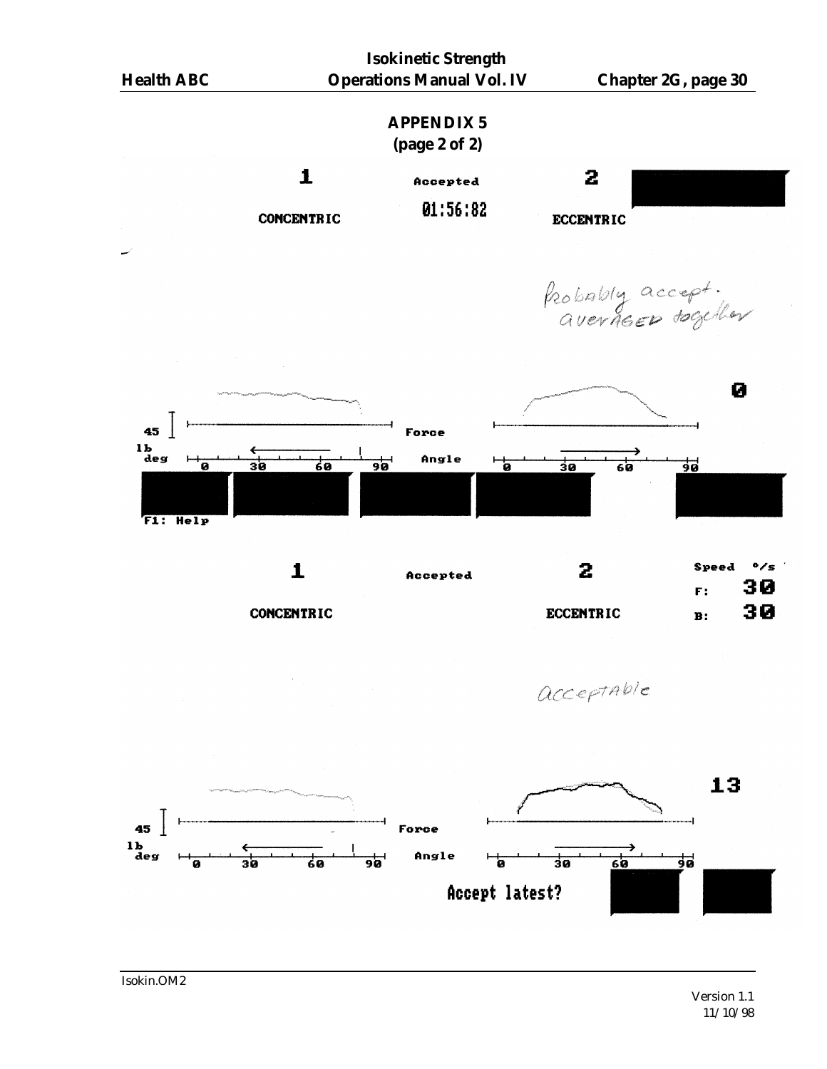# APPENDIX 5
(page 2 of 2)

1 Accepted 2

01:56:82

CONCENTRIC ECCENTRIC

*Probably accept. averaged together*

0

45 lb Force

deg Angle

0 30 60 90 0 30 60 90

F1: Help

1 Accepted 2

Speed °/s

F: 30

B: 30

CONCENTRIC ECCENTRIC

*acceptable*

13

45 lb Force

deg Angle

0 30 60 90 0 30 60 90

Accept latest?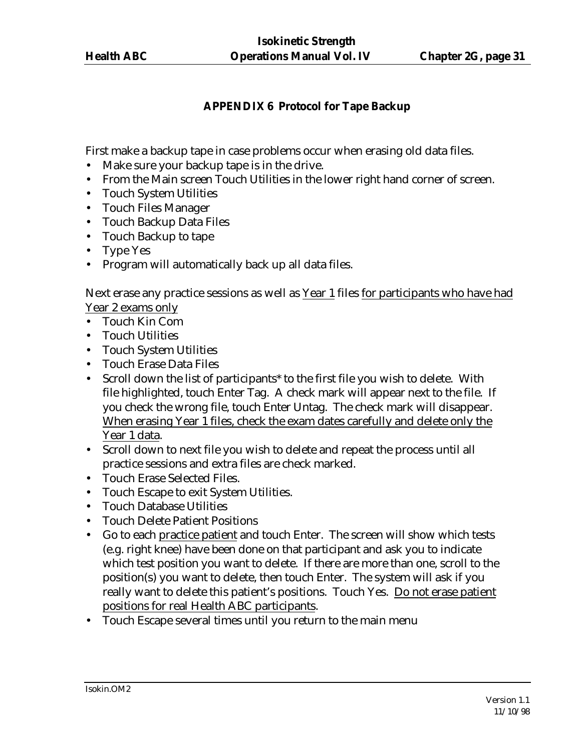## APPENDIX 6 Protocol for Tape Backup

First make a backup tape in case problems occur when erasing old data files.

- Make sure your backup tape is in the drive.
- From the Main screen Touch Utilities in the lower right hand corner of screen.
- Touch System Utilities
- Touch Files Manager
- Touch Backup Data Files
- Touch Backup to tape
- Type Yes
- Program will automatically back up all data files.

Next erase any practice sessions as well as <u>Year 1</u> files <u>for participants who have had Year 2 exams only</u>

- Touch Kin Com
- Touch Utilities
- Touch System Utilities
- Touch Erase Data Files
- Scroll down the list of participants* to the first file you wish to delete. With file highlighted, touch Enter Tag. A check mark will appear next to the file. If you check the wrong file, touch Enter Untag. The check mark will disappear. <u>When erasing Year 1 files, check the exam dates carefully and delete only the Year 1 data</u>.
- Scroll down to next file you wish to delete and repeat the process until all practice sessions and extra files are check marked.
- Touch Erase Selected Files.
- Touch Escape to exit System Utilities.
- Touch Database Utilities
- Touch Delete Patient Positions
- Go to each <u>practice patient</u> and touch Enter. The screen will show which tests (e.g. right knee) have been done on that participant and ask you to indicate which test position you want to delete. If there are more than one, scroll to the position(s) you want to delete, then touch Enter. The system will ask if you really want to delete this patient's positions. Touch Yes. <u>Do not erase patient positions for real Health ABC participants</u>.
- Touch Escape several times until you return to the main menu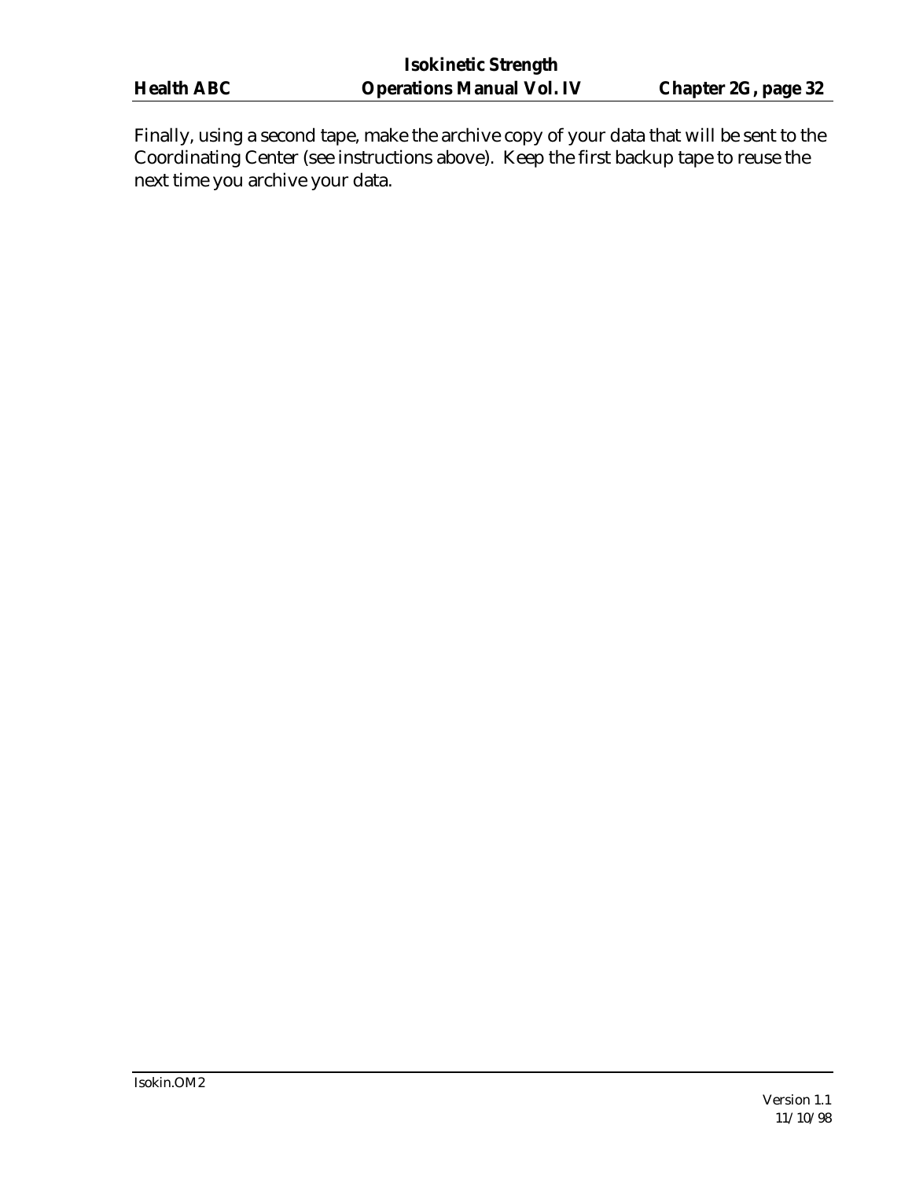Finally, using a second tape, make the archive copy of your data that will be sent to the Coordinating Center (see instructions above). Keep the first backup tape to reuse the next time you archive your data.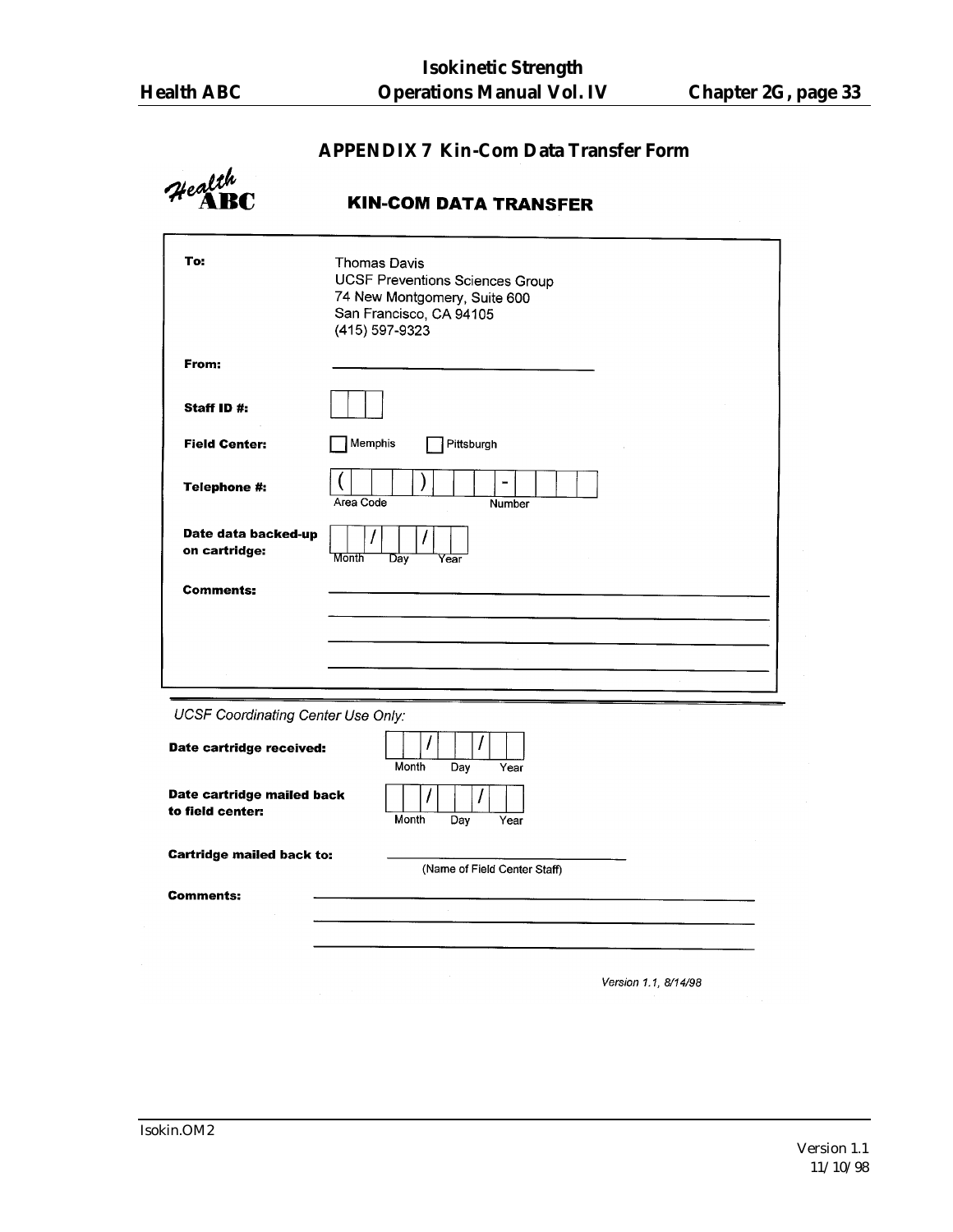# APPENDIX 7 Kin-Com Data Transfer Form

Health ABC

## KIN-COM DATA TRANSFER

**To:** Thomas Davis
UCSF Preventions Sciences Group
74 New Montgomery, Suite 600
San Francisco, CA 94105
(415) 597-9323

**From:** ______________________________

**Staff ID #:** [ ][ ][ ]

**Field Center:** ☐ Memphis ☐ Pittsburgh

**Telephone #:** ( [ ][ ][ ] ) [ ][ ][ ] - [ ][ ][ ][ ]
Area Code Number

**Date data backed-up on cartridge:** [ ][ ] / [ ][ ] / [ ][ ]
Month Day Year

**Comments:** ______________________________

______________________________

______________________________

______________________________

*UCSF Coordinating Center Use Only:*

**Date cartridge received:** [ ][ ] / [ ][ ] / [ ][ ]
Month Day Year

**Date cartridge mailed back to field center:** [ ][ ] / [ ][ ] / [ ][ ]
Month Day Year

**Cartridge mailed back to:** ______________________________
(Name of Field Center Staff)

**Comments:** ______________________________

______________________________

______________________________

*Version 1.1, 8/14/98*